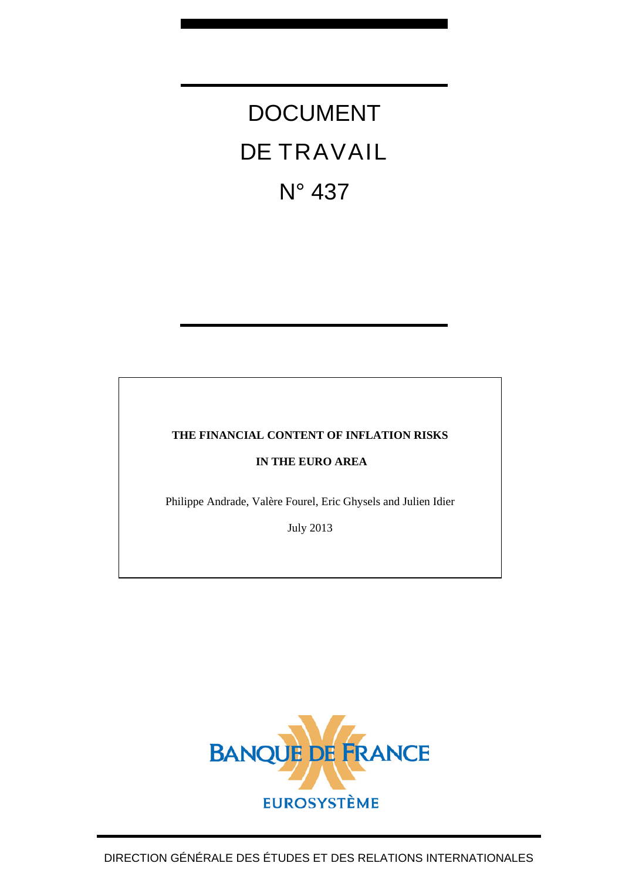# DOCUMENT DE TRAVAIL

# N° 437

**THE FINANCIAL CONTENT OF INFLATION RISKS**

**IN THE EURO AREA**

Philippe Andrade, Valère Fourel, Eric Ghysels and Julien Idier

July 2013

BANQUE DE FRANCE

EUROSYSTÈME

DIRECTION GÉNÉRALE DES ÉTUDES ET DES RELATIONS INTERNATIONALES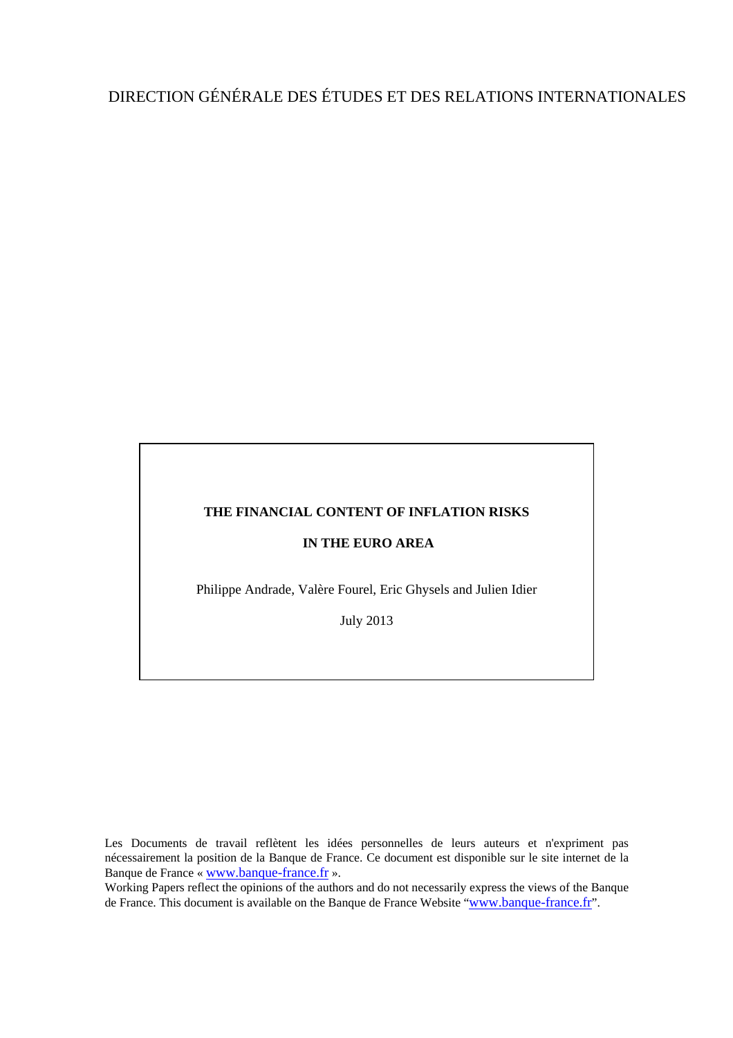DIRECTION GÉNÉRALE DES ÉTUDES ET DES RELATIONS INTERNATIONALES

**THE FINANCIAL CONTENT OF INFLATION RISKS**

**IN THE EURO AREA**

Philippe Andrade, Valère Fourel, Eric Ghysels and Julien Idier

July 2013

Les Documents de travail reflètent les idées personnelles de leurs auteurs et n'expriment pas nécessairement la position de la Banque de France. Ce document est disponible sur le site internet de la Banque de France « www.banque-france.fr ».

Working Papers reflect the opinions of the authors and do not necessarily express the views of the Banque de France. This document is available on the Banque de France Website "www.banque-france.fr".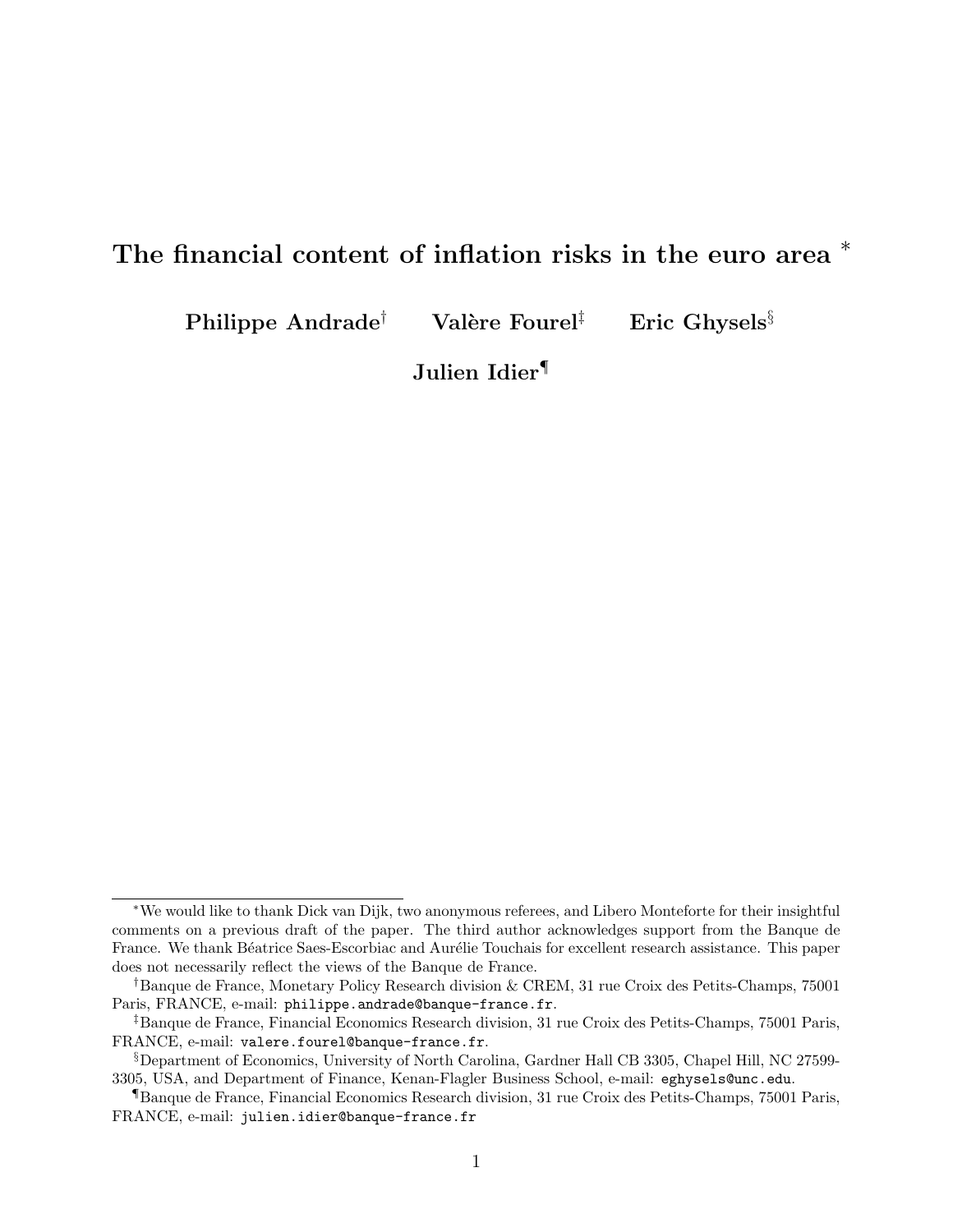# The financial content of inflation risks in the euro area *

**Philippe Andrade**[†] **Valère Fourel**[‡] **Eric Ghysels**[§]

**Julien Idier**[¶]

---

*We would like to thank Dick van Dijk, two anonymous referees, and Libero Monteforte for their insightful comments on a previous draft of the paper. The third author acknowledges support from the Banque de France. We thank Béatrice Saes-Escorbiac and Aurélie Touchais for excellent research assistance. This paper does not necessarily reflect the views of the Banque de France.

[†] Banque de France, Monetary Policy Research division & CREM, 31 rue Croix des Petits-Champs, 75001 Paris, FRANCE, e-mail: philippe.andrade@banque-france.fr.

[‡] Banque de France, Financial Economics Research division, 31 rue Croix des Petits-Champs, 75001 Paris, FRANCE, e-mail: valere.fourel@banque-france.fr.

[§] Department of Economics, University of North Carolina, Gardner Hall CB 3305, Chapel Hill, NC 27599-3305, USA, and Department of Finance, Kenan-Flagler Business School, e-mail: eghysels@unc.edu.

[¶] Banque de France, Financial Economics Research division, 31 rue Croix des Petits-Champs, 75001 Paris, FRANCE, e-mail: julien.idier@banque-france.fr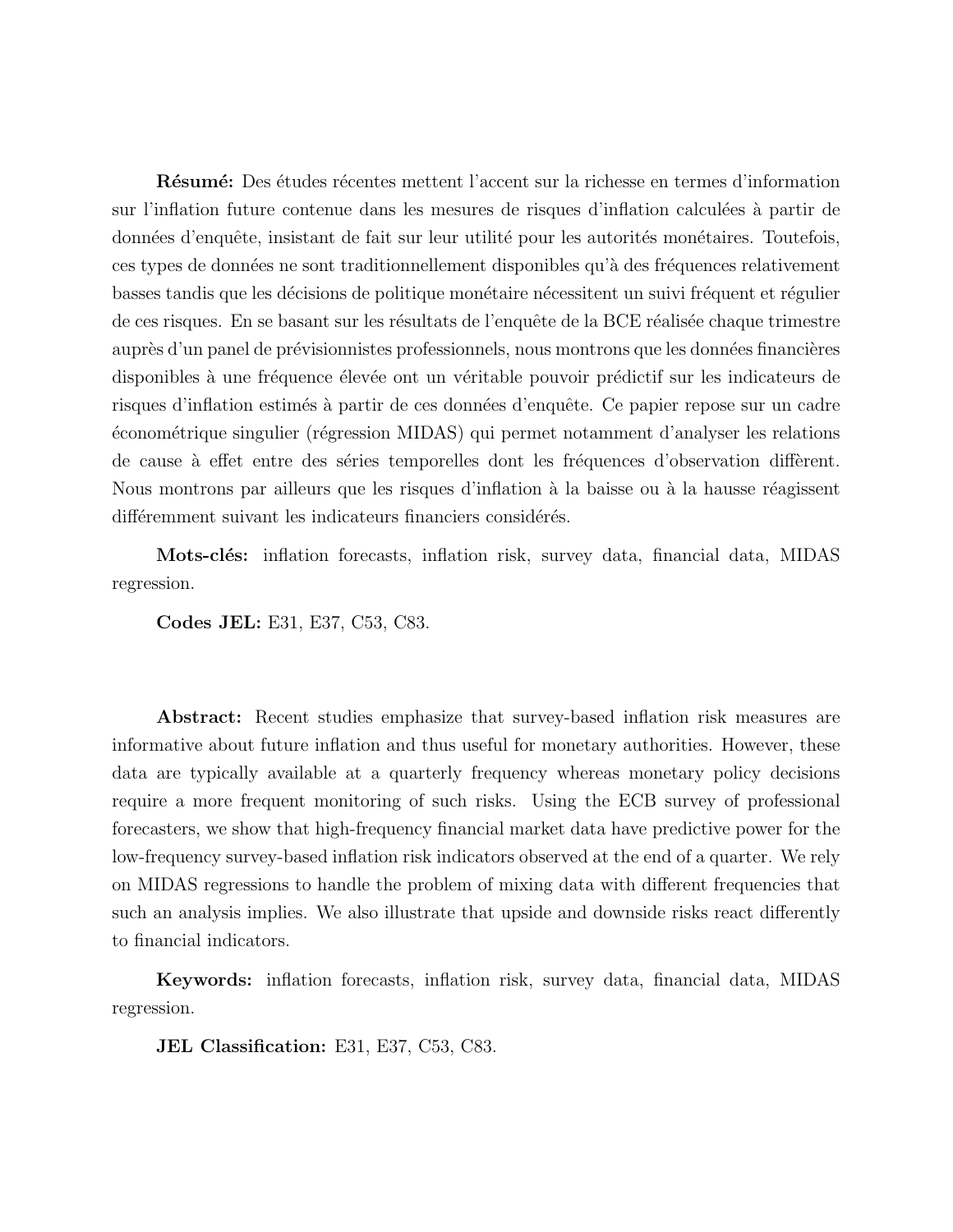**Résumé:** Des études récentes mettent l'accent sur la richesse en termes d'information sur l'inflation future contenue dans les mesures de risques d'inflation calculées à partir de données d'enquête, insistant de fait sur leur utilité pour les autorités monétaires. Toutefois, ces types de données ne sont traditionnellement disponibles qu'à des fréquences relativement basses tandis que les décisions de politique monétaire nécessitent un suivi fréquent et régulier de ces risques. En se basant sur les résultats de l'enquête de la BCE réalisée chaque trimestre auprès d'un panel de prévisionnistes professionnels, nous montrons que les données financières disponibles à une fréquence élevée ont un véritable pouvoir prédictif sur les indicateurs de risques d'inflation estimés à partir de ces données d'enquête. Ce papier repose sur un cadre économétrique singulier (régression MIDAS) qui permet notamment d'analyser les relations de cause à effet entre des séries temporelles dont les fréquences d'observation diffèrent. Nous montrons par ailleurs que les risques d'inflation à la baisse ou à la hausse réagissent différemment suivant les indicateurs financiers considérés.

**Mots-clés:** inflation forecasts, inflation risk, survey data, financial data, MIDAS regression.

**Codes JEL:** E31, E37, C53, C83.

**Abstract:** Recent studies emphasize that survey-based inflation risk measures are informative about future inflation and thus useful for monetary authorities. However, these data are typically available at a quarterly frequency whereas monetary policy decisions require a more frequent monitoring of such risks. Using the ECB survey of professional forecasters, we show that high-frequency financial market data have predictive power for the low-frequency survey-based inflation risk indicators observed at the end of a quarter. We rely on MIDAS regressions to handle the problem of mixing data with different frequencies that such an analysis implies. We also illustrate that upside and downside risks react differently to financial indicators.

**Keywords:** inflation forecasts, inflation risk, survey data, financial data, MIDAS regression.

**JEL Classification:** E31, E37, C53, C83.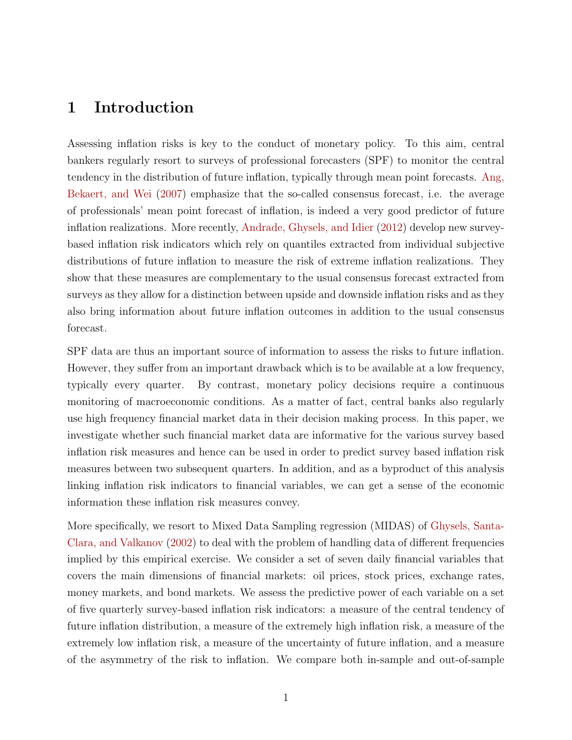# 1 Introduction

Assessing inflation risks is key to the conduct of monetary policy. To this aim, central bankers regularly resort to surveys of professional forecasters (SPF) to monitor the central tendency in the distribution of future inflation, typically through mean point forecasts. Ang, Bekaert, and Wei (2007) emphasize that the so-called consensus forecast, i.e. the average of professionals' mean point forecast of inflation, is indeed a very good predictor of future inflation realizations. More recently, Andrade, Ghysels, and Idier (2012) develop new survey-based inflation risk indicators which rely on quantiles extracted from individual subjective distributions of future inflation to measure the risk of extreme inflation realizations. They show that these measures are complementary to the usual consensus forecast extracted from surveys as they allow for a distinction between upside and downside inflation risks and as they also bring information about future inflation outcomes in addition to the usual consensus forecast.

SPF data are thus an important source of information to assess the risks to future inflation. However, they suffer from an important drawback which is to be available at a low frequency, typically every quarter. By contrast, monetary policy decisions require a continuous monitoring of macroeconomic conditions. As a matter of fact, central banks also regularly use high frequency financial market data in their decision making process. In this paper, we investigate whether such financial market data are informative for the various survey based inflation risk measures and hence can be used in order to predict survey based inflation risk measures between two subsequent quarters. In addition, and as a byproduct of this analysis linking inflation risk indicators to financial variables, we can get a sense of the economic information these inflation risk measures convey.

More specifically, we resort to Mixed Data Sampling regression (MIDAS) of Ghysels, Santa-Clara, and Valkanov (2002) to deal with the problem of handling data of different frequencies implied by this empirical exercise. We consider a set of seven daily financial variables that covers the main dimensions of financial markets: oil prices, stock prices, exchange rates, money markets, and bond markets. We assess the predictive power of each variable on a set of five quarterly survey-based inflation risk indicators: a measure of the central tendency of future inflation distribution, a measure of the extremely high inflation risk, a measure of the extremely low inflation risk, a measure of the uncertainty of future inflation, and a measure of the asymmetry of the risk to inflation. We compare both in-sample and out-of-sample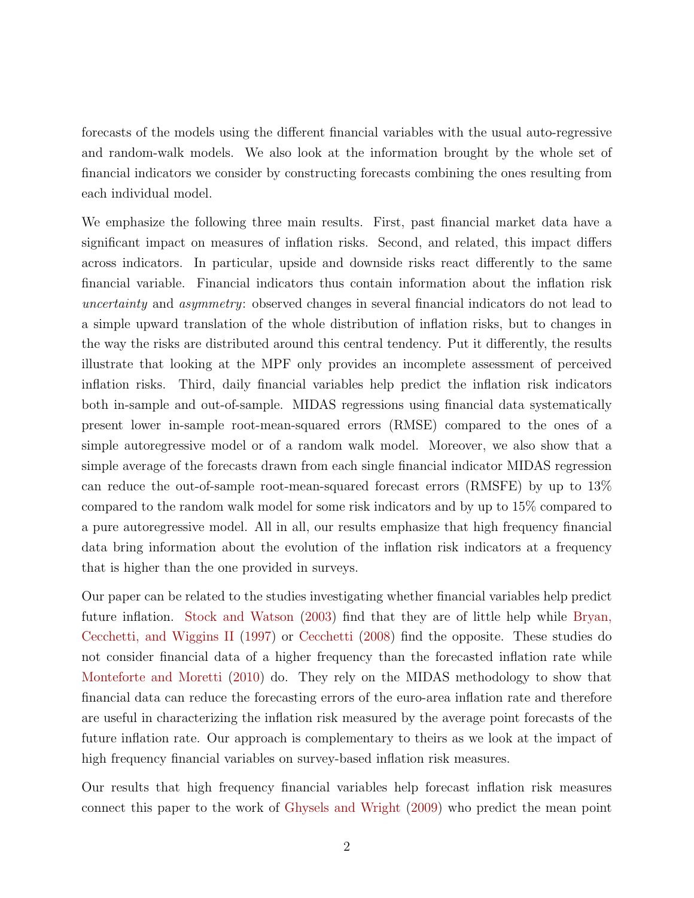forecasts of the models using the different financial variables with the usual auto-regressive and random-walk models. We also look at the information brought by the whole set of financial indicators we consider by constructing forecasts combining the ones resulting from each individual model.

We emphasize the following three main results. First, past financial market data have a significant impact on measures of inflation risks. Second, and related, this impact differs across indicators. In particular, upside and downside risks react differently to the same financial variable. Financial indicators thus contain information about the inflation risk *uncertainty* and *asymmetry*: observed changes in several financial indicators do not lead to a simple upward translation of the whole distribution of inflation risks, but to changes in the way the risks are distributed around this central tendency. Put it differently, the results illustrate that looking at the MPF only provides an incomplete assessment of perceived inflation risks. Third, daily financial variables help predict the inflation risk indicators both in-sample and out-of-sample. MIDAS regressions using financial data systematically present lower in-sample root-mean-squared errors (RMSE) compared to the ones of a simple autoregressive model or of a random walk model. Moreover, we also show that a simple average of the forecasts drawn from each single financial indicator MIDAS regression can reduce the out-of-sample root-mean-squared forecast errors (RMSFE) by up to 13% compared to the random walk model for some risk indicators and by up to 15% compared to a pure autoregressive model. All in all, our results emphasize that high frequency financial data bring information about the evolution of the inflation risk indicators at a frequency that is higher than the one provided in surveys.

Our paper can be related to the studies investigating whether financial variables help predict future inflation. Stock and Watson (2003) find that they are of little help while Bryan, Cecchetti, and Wiggins II (1997) or Cecchetti (2008) find the opposite. These studies do not consider financial data of a higher frequency than the forecasted inflation rate while Monteforte and Moretti (2010) do. They rely on the MIDAS methodology to show that financial data can reduce the forecasting errors of the euro-area inflation rate and therefore are useful in characterizing the inflation risk measured by the average point forecasts of the future inflation rate. Our approach is complementary to theirs as we look at the impact of high frequency financial variables on survey-based inflation risk measures.

Our results that high frequency financial variables help forecast inflation risk measures connect this paper to the work of Ghysels and Wright (2009) who predict the mean point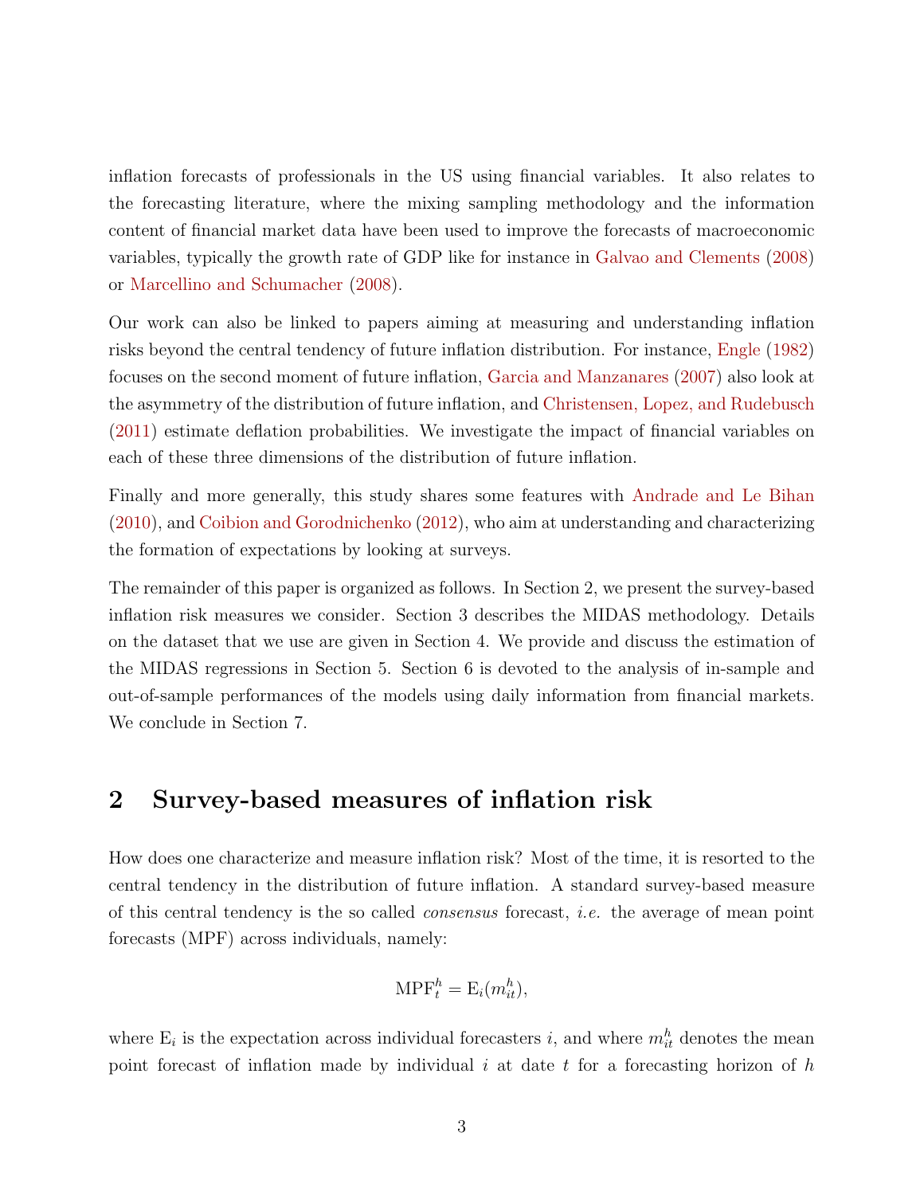inflation forecasts of professionals in the US using financial variables. It also relates to the forecasting literature, where the mixing sampling methodology and the information content of financial market data have been used to improve the forecasts of macroeconomic variables, typically the growth rate of GDP like for instance in Galvao and Clements (2008) or Marcellino and Schumacher (2008).

Our work can also be linked to papers aiming at measuring and understanding inflation risks beyond the central tendency of future inflation distribution. For instance, Engle (1982) focuses on the second moment of future inflation, Garcia and Manzanares (2007) also look at the asymmetry of the distribution of future inflation, and Christensen, Lopez, and Rudebusch (2011) estimate deflation probabilities. We investigate the impact of financial variables on each of these three dimensions of the distribution of future inflation.

Finally and more generally, this study shares some features with Andrade and Le Bihan (2010), and Coibion and Gorodnichenko (2012), who aim at understanding and characterizing the formation of expectations by looking at surveys.

The remainder of this paper is organized as follows. In Section 2, we present the survey-based inflation risk measures we consider. Section 3 describes the MIDAS methodology. Details on the dataset that we use are given in Section 4. We provide and discuss the estimation of the MIDAS regressions in Section 5. Section 6 is devoted to the analysis of in-sample and out-of-sample performances of the models using daily information from financial markets. We conclude in Section 7.

## 2 Survey-based measures of inflation risk

How does one characterize and measure inflation risk? Most of the time, it is resorted to the central tendency in the distribution of future inflation. A standard survey-based measure of this central tendency is the so called *consensus* forecast, *i.e.* the average of mean point forecasts (MPF) across individuals, namely:

$$\mathrm{MPF}_t^h = \mathrm{E}_i(m_{it}^h),$$

where $\mathrm{E}_i$ is the expectation across individual forecasters $i$, and where $m_{it}^h$ denotes the mean point forecast of inflation made by individual $i$ at date $t$ for a forecasting horizon of $h$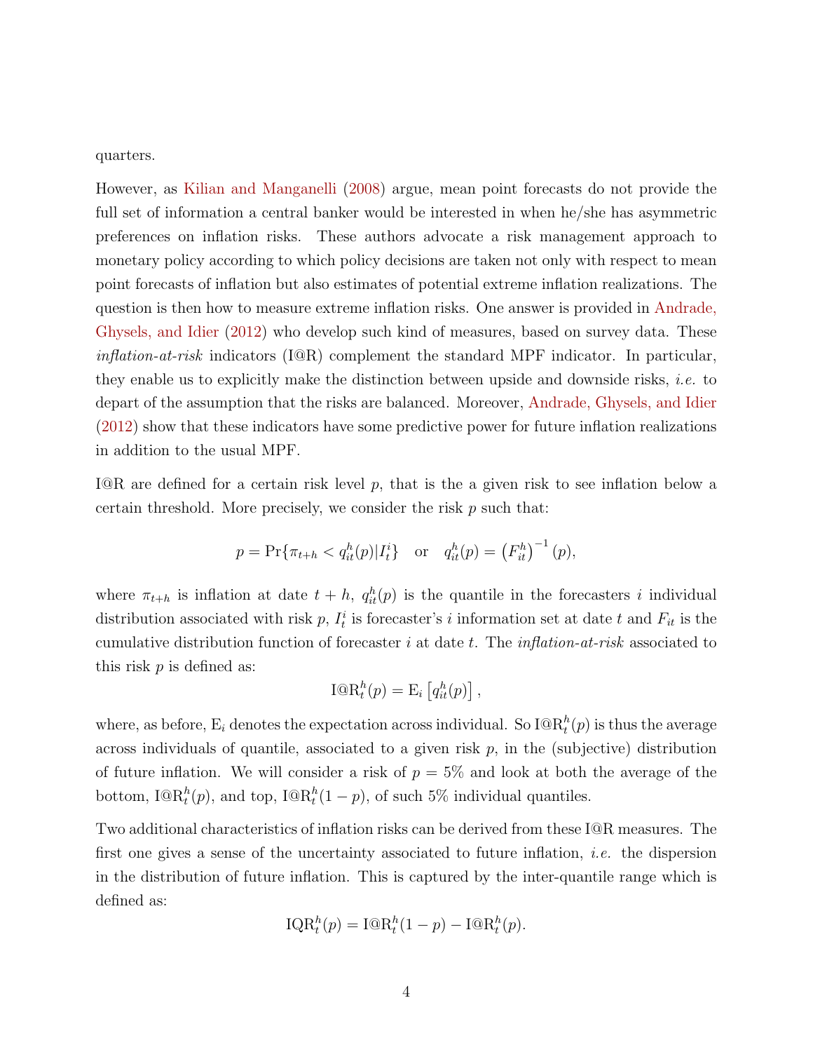quarters.

However, as Kilian and Manganelli (2008) argue, mean point forecasts do not provide the full set of information a central banker would be interested in when he/she has asymmetric preferences on inflation risks. These authors advocate a risk management approach to monetary policy according to which policy decisions are taken not only with respect to mean point forecasts of inflation but also estimates of potential extreme inflation realizations. The question is then how to measure extreme inflation risks. One answer is provided in Andrade, Ghysels, and Idier (2012) who develop such kind of measures, based on survey data. These *inflation-at-risk* indicators (I@R) complement the standard MPF indicator. In particular, they enable us to explicitly make the distinction between upside and downside risks, *i.e.* to depart of the assumption that the risks are balanced. Moreover, Andrade, Ghysels, and Idier (2012) show that these indicators have some predictive power for future inflation realizations in addition to the usual MPF.

I@R are defined for a certain risk level $p$, that is the a given risk to see inflation below a certain threshold. More precisely, we consider the risk $p$ such that:

$$p = \Pr\{\pi_{t+h} < q_{it}^h(p) | I_t^i\} \quad \text{or} \quad q_{it}^h(p) = \left(F_{it}^h\right)^{-1}(p),$$

where $\pi_{t+h}$ is inflation at date $t+h$, $q_{it}^h(p)$ is the quantile in the forecasters $i$ individual distribution associated with risk $p$, $I_t^i$ is forecaster's $i$ information set at date $t$ and $F_{it}$ is the cumulative distribution function of forecaster $i$ at date $t$. The *inflation-at-risk* associated to this risk $p$ is defined as:

$$\text{I@R}_t^h(p) = \text{E}_i\left[q_{it}^h(p)\right],$$

where, as before, $\text{E}_i$ denotes the expectation across individual. So $\text{I@R}_t^h(p)$ is thus the average across individuals of quantile, associated to a given risk $p$, in the (subjective) distribution of future inflation. We will consider a risk of $p = 5\%$ and look at both the average of the bottom, $\text{I@R}_t^h(p)$, and top, $\text{I@R}_t^h(1-p)$, of such 5% individual quantiles.

Two additional characteristics of inflation risks can be derived from these I@R measures. The first one gives a sense of the uncertainty associated to future inflation, *i.e.* the dispersion in the distribution of future inflation. This is captured by the inter-quantile range which is defined as:

$$\text{IQR}_t^h(p) = \text{I@R}_t^h(1-p) - \text{I@R}_t^h(p).$$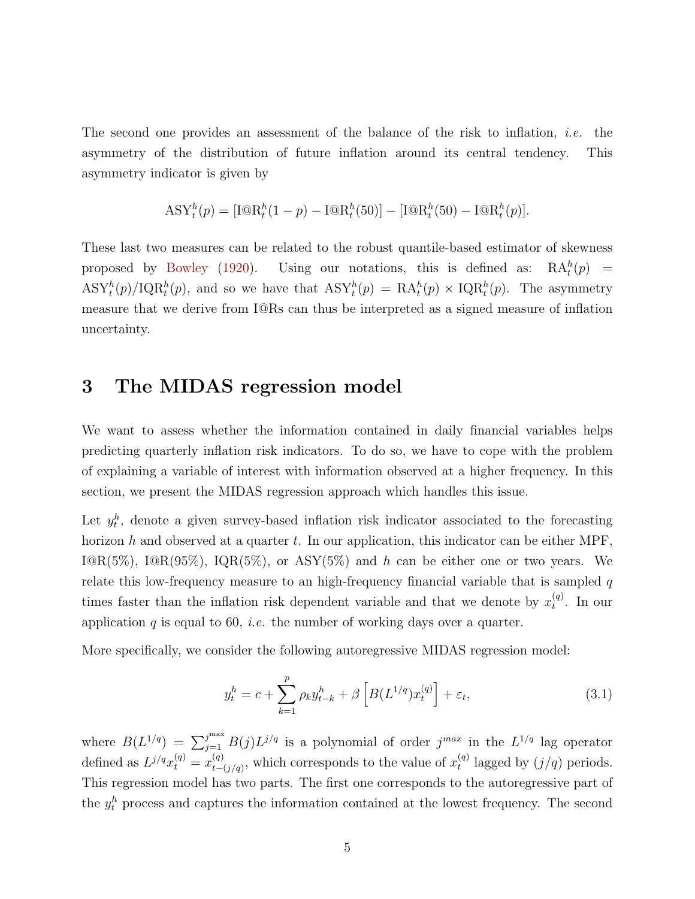The second one provides an assessment of the balance of the risk to inflation, *i.e.* the asymmetry of the distribution of future inflation around its central tendency. This asymmetry indicator is given by

$$\text{ASY}_t^h(p) = [\text{I@R}_t^h(1-p) - \text{I@R}_t^h(50)] - [\text{I@R}_t^h(50) - \text{I@R}_t^h(p)].$$

These last two measures can be related to the robust quantile-based estimator of skewness proposed by Bowley (1920). Using our notations, this is defined as: $\text{RA}_t^h(p) = \text{ASY}_t^h(p)/\text{IQR}_t^h(p)$, and so we have that $\text{ASY}_t^h(p) = \text{RA}_t^h(p) \times \text{IQR}_t^h(p)$. The asymmetry measure that we derive from I@Rs can thus be interpreted as a signed measure of inflation uncertainty.

# 3 The MIDAS regression model

We want to assess whether the information contained in daily financial variables helps predicting quarterly inflation risk indicators. To do so, we have to cope with the problem of explaining a variable of interest with information observed at a higher frequency. In this section, we present the MIDAS regression approach which handles this issue.

Let $y_t^h$, denote a given survey-based inflation risk indicator associated to the forecasting horizon $h$ and observed at a quarter $t$. In our application, this indicator can be either MPF, I@R(5%), I@R(95%), IQR(5%), or ASY(5%) and $h$ can be either one or two years. We relate this low-frequency measure to an high-frequency financial variable that is sampled $q$ times faster than the inflation risk dependent variable and that we denote by $x_t^{(q)}$. In our application $q$ is equal to 60, *i.e.* the number of working days over a quarter.

More specifically, we consider the following autoregressive MIDAS regression model:

$$y_t^h = c + \sum_{k=1}^{p} \rho_k y_{t-k}^h + \beta \left[ B(L^{1/q}) x_t^{(q)} \right] + \varepsilon_t, \tag{3.1}$$

where $B(L^{1/q}) = \sum_{j=1}^{j^{\max}} B(j) L^{j/q}$ is a polynomial of order $j^{max}$ in the $L^{1/q}$ lag operator defined as $L^{j/q} x_t^{(q)} = x_{t-(j/q)}^{(q)}$, which corresponds to the value of $x_t^{(q)}$ lagged by $(j/q)$ periods. This regression model has two parts. The first one corresponds to the autoregressive part of the $y_t^h$ process and captures the information contained at the lowest frequency. The second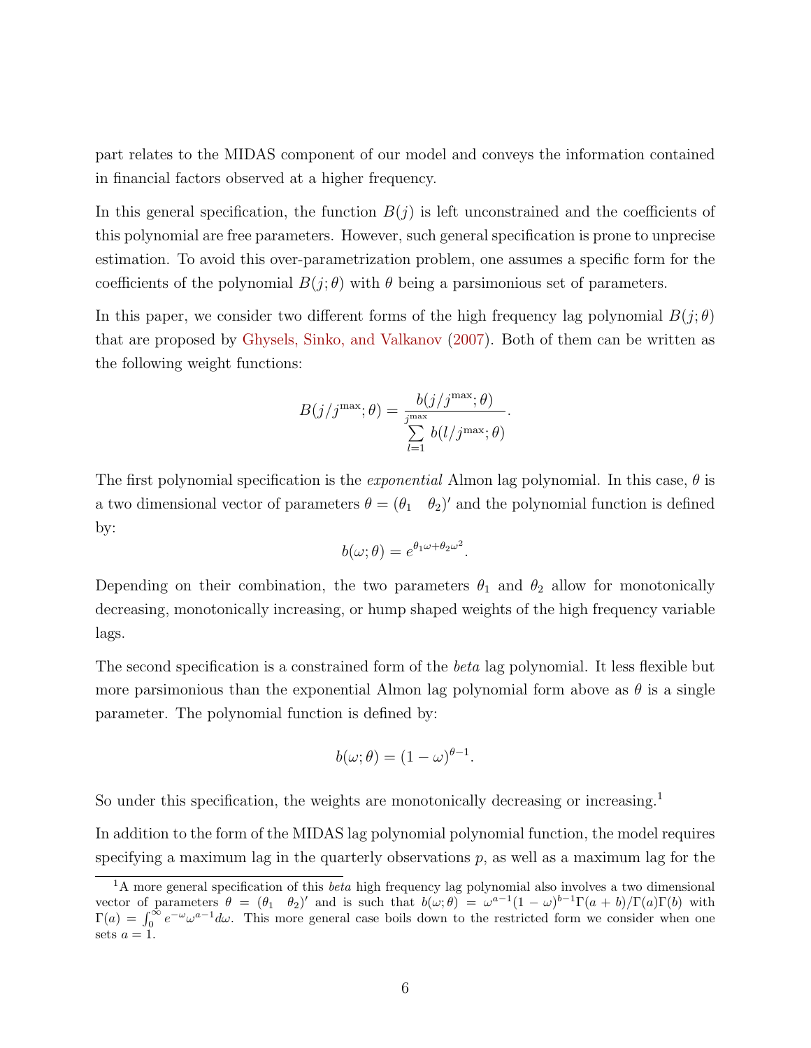part relates to the MIDAS component of our model and conveys the information contained in financial factors observed at a higher frequency.

In this general specification, the function $B(j)$ is left unconstrained and the coefficients of this polynomial are free parameters. However, such general specification is prone to unprecise estimation. To avoid this over-parametrization problem, one assumes a specific form for the coefficients of the polynomial $B(j;\theta)$ with $\theta$ being a parsimonious set of parameters.

In this paper, we consider two different forms of the high frequency lag polynomial $B(j;\theta)$ that are proposed by Ghysels, Sinko, and Valkanov (2007). Both of them can be written as the following weight functions:

$$B(j/j^{\max};\theta) = \frac{b(j/j^{\max};\theta)}{\sum_{l=1}^{j^{\max}} b(l/j^{\max};\theta)}.$$

The first polynomial specification is the *exponential* Almon lag polynomial. In this case, $\theta$ is a two dimensional vector of parameters $\theta = (\theta_1 \quad \theta_2)'$ and the polynomial function is defined by:

$$b(\omega;\theta) = e^{\theta_1 \omega + \theta_2 \omega^2}.$$

Depending on their combination, the two parameters $\theta_1$ and $\theta_2$ allow for monotonically decreasing, monotonically increasing, or hump shaped weights of the high frequency variable lags.

The second specification is a constrained form of the *beta* lag polynomial. It less flexible but more parsimonious than the exponential Almon lag polynomial form above as $\theta$ is a single parameter. The polynomial function is defined by:

$$b(\omega;\theta) = (1-\omega)^{\theta-1}.$$

So under this specification, the weights are monotonically decreasing or increasing.[1]

In addition to the form of the MIDAS lag polynomial polynomial function, the model requires specifying a maximum lag in the quarterly observations $p$, as well as a maximum lag for the

[1] A more general specification of this *beta* high frequency lag polynomial also involves a two dimensional vector of parameters $\theta = (\theta_1 \quad \theta_2)'$ and is such that $b(\omega;\theta) = \omega^{a-1}(1-\omega)^{b-1}\Gamma(a+b)/\Gamma(a)\Gamma(b)$ with $\Gamma(a) = \int_0^{\infty} e^{-\omega}\omega^{a-1}d\omega$. This more general case boils down to the restricted form we consider when one sets $a = 1$.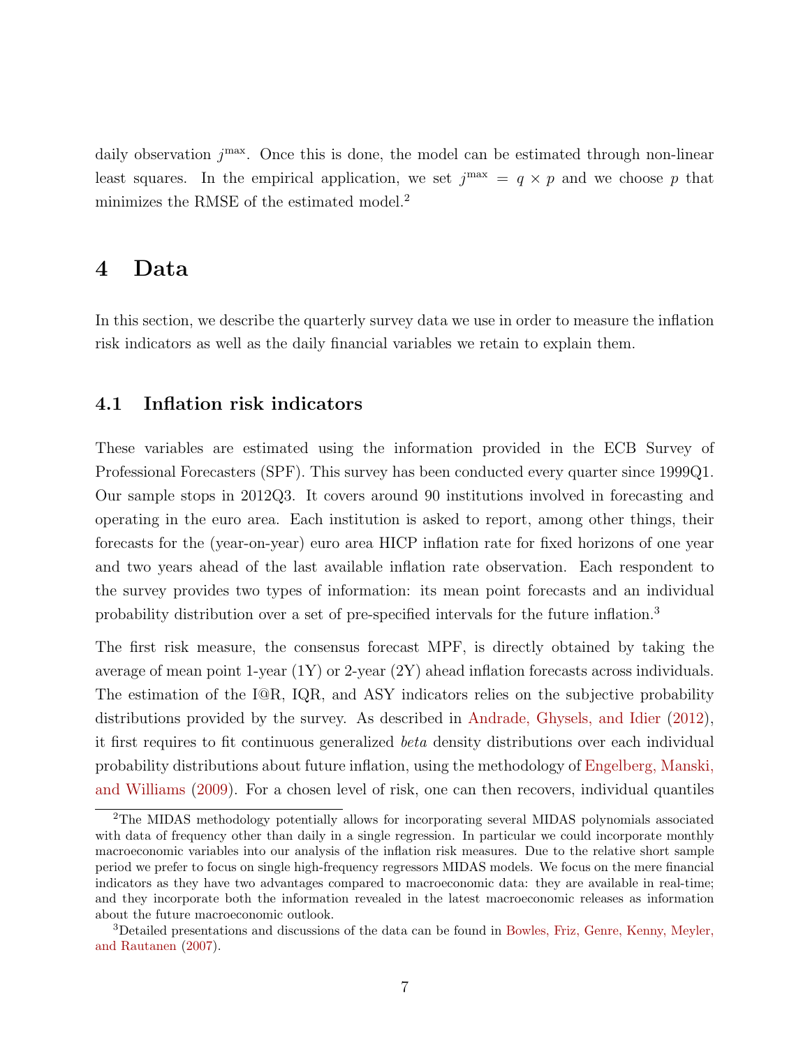daily observation $j^{\max}$. Once this is done, the model can be estimated through non-linear least squares. In the empirical application, we set $j^{\max} = q \times p$ and we choose $p$ that minimizes the RMSE of the estimated model.[2]

# 4 Data

In this section, we describe the quarterly survey data we use in order to measure the inflation risk indicators as well as the daily financial variables we retain to explain them.

## 4.1 Inflation risk indicators

These variables are estimated using the information provided in the ECB Survey of Professional Forecasters (SPF). This survey has been conducted every quarter since 1999Q1. Our sample stops in 2012Q3. It covers around 90 institutions involved in forecasting and operating in the euro area. Each institution is asked to report, among other things, their forecasts for the (year-on-year) euro area HICP inflation rate for fixed horizons of one year and two years ahead of the last available inflation rate observation. Each respondent to the survey provides two types of information: its mean point forecasts and an individual probability distribution over a set of pre-specified intervals for the future inflation.[3]

The first risk measure, the consensus forecast MPF, is directly obtained by taking the average of mean point 1-year (1Y) or 2-year (2Y) ahead inflation forecasts across individuals. The estimation of the I@R, IQR, and ASY indicators relies on the subjective probability distributions provided by the survey. As described in Andrade, Ghysels, and Idier (2012), it first requires to fit continuous generalized *beta* density distributions over each individual probability distributions about future inflation, using the methodology of Engelberg, Manski, and Williams (2009). For a chosen level of risk, one can then recovers, individual quantiles

[2] The MIDAS methodology potentially allows for incorporating several MIDAS polynomials associated with data of frequency other than daily in a single regression. In particular we could incorporate monthly macroeconomic variables into our analysis of the inflation risk measures. Due to the relative short sample period we prefer to focus on single high-frequency regressors MIDAS models. We focus on the mere financial indicators as they have two advantages compared to macroeconomic data: they are available in real-time; and they incorporate both the information revealed in the latest macroeconomic releases as information about the future macroeconomic outlook.

[3] Detailed presentations and discussions of the data can be found in Bowles, Friz, Genre, Kenny, Meyler, and Rautanen (2007).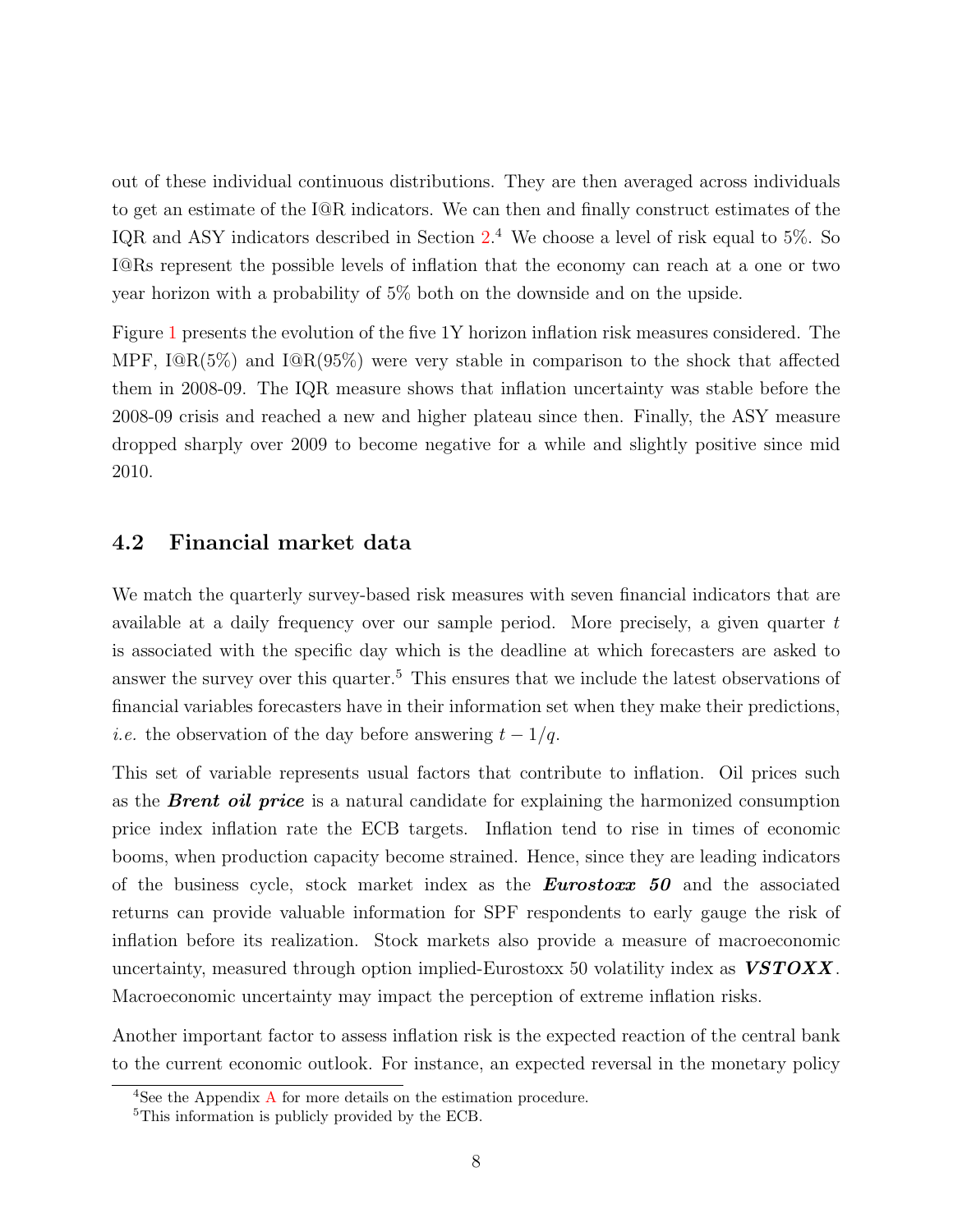out of these individual continuous distributions. They are then averaged across individuals to get an estimate of the I@R indicators. We can then and finally construct estimates of the IQR and ASY indicators described in Section 2.[4] We choose a level of risk equal to 5%. So I@Rs represent the possible levels of inflation that the economy can reach at a one or two year horizon with a probability of 5% both on the downside and on the upside.

Figure 1 presents the evolution of the five 1Y horizon inflation risk measures considered. The MPF, I@R(5%) and I@R(95%) were very stable in comparison to the shock that affected them in 2008-09. The IQR measure shows that inflation uncertainty was stable before the 2008-09 crisis and reached a new and higher plateau since then. Finally, the ASY measure dropped sharply over 2009 to become negative for a while and slightly positive since mid 2010.

## 4.2 Financial market data

We match the quarterly survey-based risk measures with seven financial indicators that are available at a daily frequency over our sample period. More precisely, a given quarter $t$ is associated with the specific day which is the deadline at which forecasters are asked to answer the survey over this quarter.[5] This ensures that we include the latest observations of financial variables forecasters have in their information set when they make their predictions, *i.e.* the observation of the day before answering $t - 1/q$.

This set of variable represents usual factors that contribute to inflation. Oil prices such as the ***Brent oil price*** is a natural candidate for explaining the harmonized consumption price index inflation rate the ECB targets. Inflation tend to rise in times of economic booms, when production capacity become strained. Hence, since they are leading indicators of the business cycle, stock market index as the ***Eurostoxx 50*** and the associated returns can provide valuable information for SPF respondents to early gauge the risk of inflation before its realization. Stock markets also provide a measure of macroeconomic uncertainty, measured through option implied-Eurostoxx 50 volatility index as ***VSTOXX***. Macroeconomic uncertainty may impact the perception of extreme inflation risks.

Another important factor to assess inflation risk is the expected reaction of the central bank to the current economic outlook. For instance, an expected reversal in the monetary policy

[4] See the Appendix A for more details on the estimation procedure.

[5] This information is publicly provided by the ECB.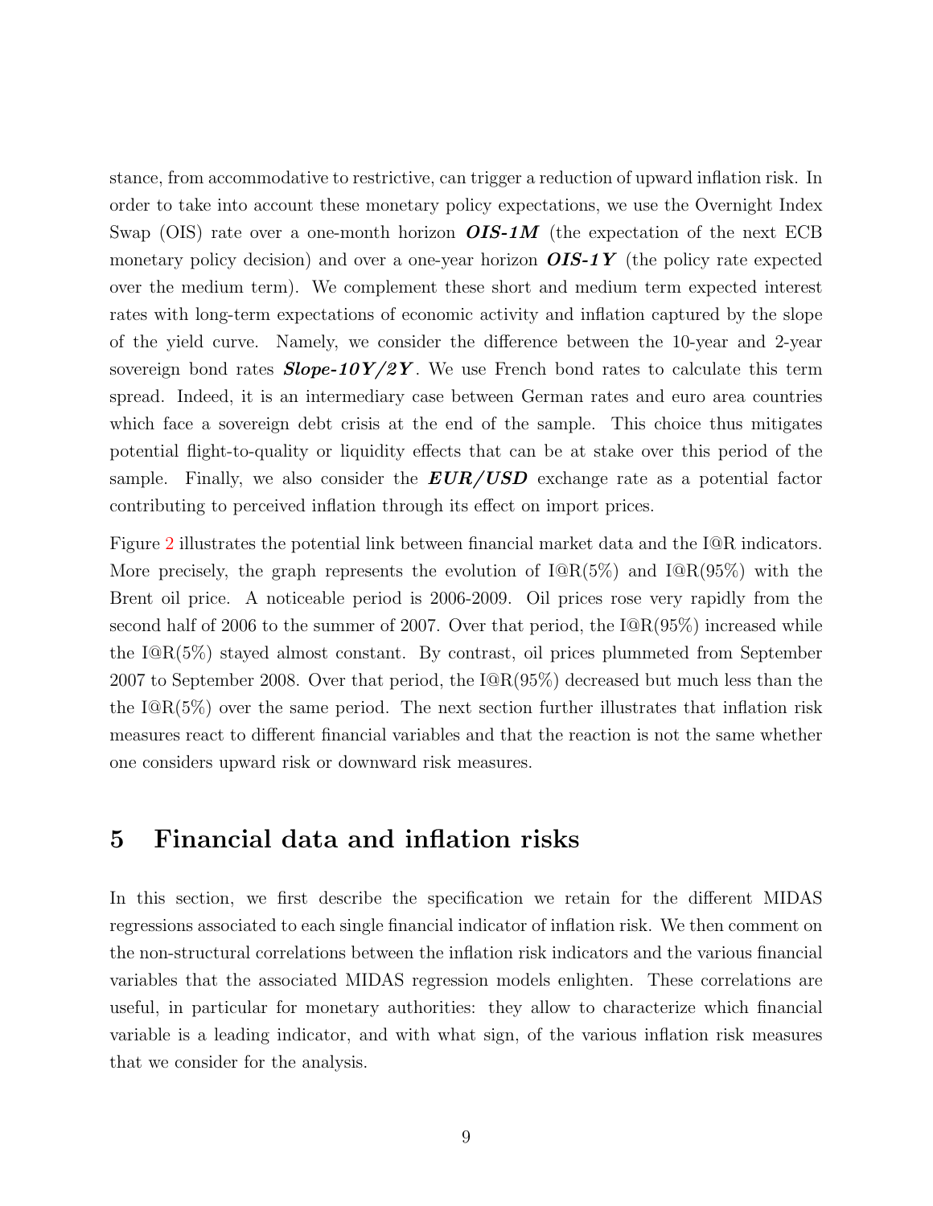stance, from accommodative to restrictive, can trigger a reduction of upward inflation risk. In order to take into account these monetary policy expectations, we use the Overnight Index Swap (OIS) rate over a one-month horizon ***OIS-1M*** (the expectation of the next ECB monetary policy decision) and over a one-year horizon ***OIS-1Y*** (the policy rate expected over the medium term). We complement these short and medium term expected interest rates with long-term expectations of economic activity and inflation captured by the slope of the yield curve. Namely, we consider the difference between the 10-year and 2-year sovereign bond rates ***Slope-10Y/2Y***. We use French bond rates to calculate this term spread. Indeed, it is an intermediary case between German rates and euro area countries which face a sovereign debt crisis at the end of the sample. This choice thus mitigates potential flight-to-quality or liquidity effects that can be at stake over this period of the sample. Finally, we also consider the ***EUR/USD*** exchange rate as a potential factor contributing to perceived inflation through its effect on import prices.

Figure 2 illustrates the potential link between financial market data and the I@R indicators. More precisely, the graph represents the evolution of I@R(5%) and I@R(95%) with the Brent oil price. A noticeable period is 2006-2009. Oil prices rose very rapidly from the second half of 2006 to the summer of 2007. Over that period, the I@R(95%) increased while the I@R(5%) stayed almost constant. By contrast, oil prices plummeted from September 2007 to September 2008. Over that period, the I@R(95%) decreased but much less than the the I@R(5%) over the same period. The next section further illustrates that inflation risk measures react to different financial variables and that the reaction is not the same whether one considers upward risk or downward risk measures.

# 5 Financial data and inflation risks

In this section, we first describe the specification we retain for the different MIDAS regressions associated to each single financial indicator of inflation risk. We then comment on the non-structural correlations between the inflation risk indicators and the various financial variables that the associated MIDAS regression models enlighten. These correlations are useful, in particular for monetary authorities: they allow to characterize which financial variable is a leading indicator, and with what sign, of the various inflation risk measures that we consider for the analysis.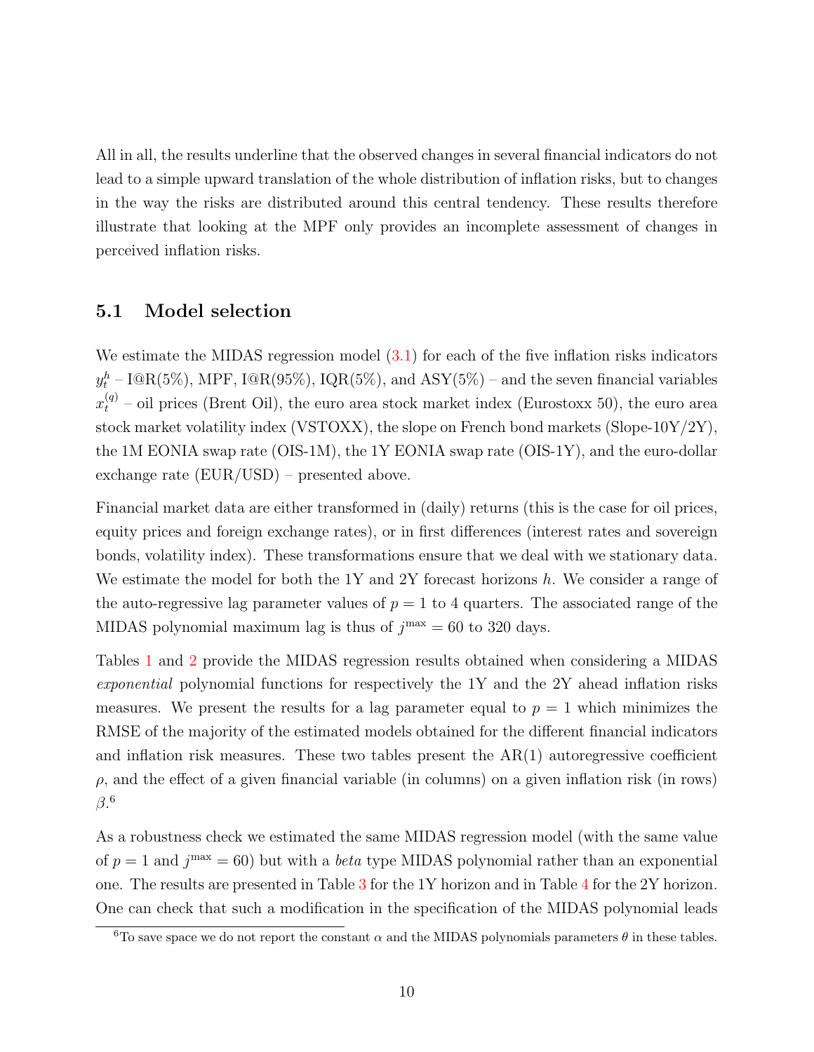All in all, the results underline that the observed changes in several financial indicators do not lead to a simple upward translation of the whole distribution of inflation risks, but to changes in the way the risks are distributed around this central tendency. These results therefore illustrate that looking at the MPF only provides an incomplete assessment of changes in perceived inflation risks.

## 5.1 Model selection

We estimate the MIDAS regression model (3.1) for each of the five inflation risks indicators $y_t^h$ – I@R(5%), MPF, I@R(95%), IQR(5%), and ASY(5%) – and the seven financial variables $x_t^{(q)}$ – oil prices (Brent Oil), the euro area stock market index (Eurostoxx 50), the euro area stock market volatility index (VSTOXX), the slope on French bond markets (Slope-10Y/2Y), the 1M EONIA swap rate (OIS-1M), the 1Y EONIA swap rate (OIS-1Y), and the euro-dollar exchange rate (EUR/USD) – presented above.

Financial market data are either transformed in (daily) returns (this is the case for oil prices, equity prices and foreign exchange rates), or in first differences (interest rates and sovereign bonds, volatility index). These transformations ensure that we deal with we stationary data. We estimate the model for both the 1Y and 2Y forecast horizons $h$. We consider a range of the auto-regressive lag parameter values of $p = 1$ to 4 quarters. The associated range of the MIDAS polynomial maximum lag is thus of $j^{\max} = 60$ to 320 days.

Tables 1 and 2 provide the MIDAS regression results obtained when considering a MIDAS *exponential* polynomial functions for respectively the 1Y and the 2Y ahead inflation risks measures. We present the results for a lag parameter equal to $p = 1$ which minimizes the RMSE of the majority of the estimated models obtained for the different financial indicators and inflation risk measures. These two tables present the AR(1) autoregressive coefficient $\rho$, and the effect of a given financial variable (in columns) on a given inflation risk (in rows) $\beta$.[6]

As a robustness check we estimated the same MIDAS regression model (with the same value of $p = 1$ and $j^{\max} = 60$) but with a *beta* type MIDAS polynomial rather than an exponential one. The results are presented in Table 3 for the 1Y horizon and in Table 4 for the 2Y horizon. One can check that such a modification in the specification of the MIDAS polynomial leads

[6] To save space we do not report the constant $\alpha$ and the MIDAS polynomials parameters $\theta$ in these tables.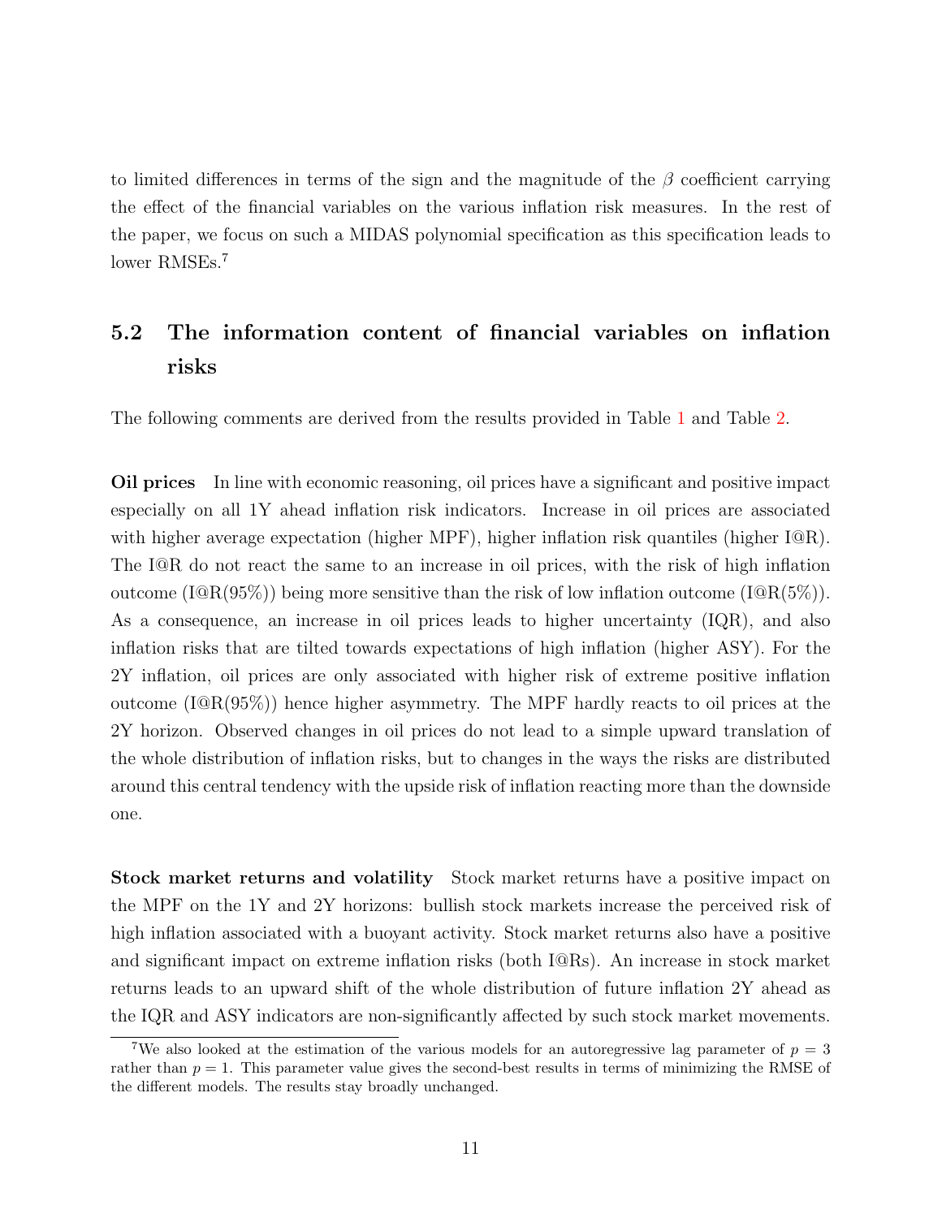to limited differences in terms of the sign and the magnitude of the $\beta$ coefficient carrying the effect of the financial variables on the various inflation risk measures. In the rest of the paper, we focus on such a MIDAS polynomial specification as this specification leads to lower RMSEs.[7]

## 5.2 The information content of financial variables on inflation risks

The following comments are derived from the results provided in Table 1 and Table 2.

**Oil prices** In line with economic reasoning, oil prices have a significant and positive impact especially on all 1Y ahead inflation risk indicators. Increase in oil prices are associated with higher average expectation (higher MPF), higher inflation risk quantiles (higher I@R). The I@R do not react the same to an increase in oil prices, with the risk of high inflation outcome (I@R(95%)) being more sensitive than the risk of low inflation outcome (I@R(5%)). As a consequence, an increase in oil prices leads to higher uncertainty (IQR), and also inflation risks that are tilted towards expectations of high inflation (higher ASY). For the 2Y inflation, oil prices are only associated with higher risk of extreme positive inflation outcome (I@R(95%)) hence higher asymmetry. The MPF hardly reacts to oil prices at the 2Y horizon. Observed changes in oil prices do not lead to a simple upward translation of the whole distribution of inflation risks, but to changes in the ways the risks are distributed around this central tendency with the upside risk of inflation reacting more than the downside one.

**Stock market returns and volatility** Stock market returns have a positive impact on the MPF on the 1Y and 2Y horizons: bullish stock markets increase the perceived risk of high inflation associated with a buoyant activity. Stock market returns also have a positive and significant impact on extreme inflation risks (both I@Rs). An increase in stock market returns leads to an upward shift of the whole distribution of future inflation 2Y ahead as the IQR and ASY indicators are non-significantly affected by such stock market movements.

[7] We also looked at the estimation of the various models for an autoregressive lag parameter of $p = 3$ rather than $p = 1$. This parameter value gives the second-best results in terms of minimizing the RMSE of the different models. The results stay broadly unchanged.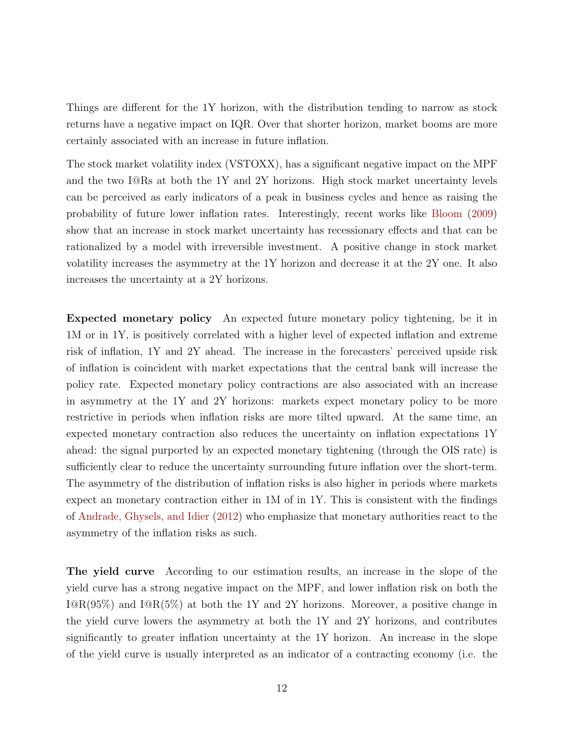Things are different for the 1Y horizon, with the distribution tending to narrow as stock returns have a negative impact on IQR. Over that shorter horizon, market booms are more certainly associated with an increase in future inflation.

The stock market volatility index (VSTOXX), has a significant negative impact on the MPF and the two I@Rs at both the 1Y and 2Y horizons. High stock market uncertainty levels can be perceived as early indicators of a peak in business cycles and hence as raising the probability of future lower inflation rates. Interestingly, recent works like Bloom (2009) show that an increase in stock market uncertainty has recessionary effects and that can be rationalized by a model with irreversible investment. A positive change in stock market volatility increases the asymmetry at the 1Y horizon and decrease it at the 2Y one. It also increases the uncertainty at a 2Y horizons.

**Expected monetary policy** An expected future monetary policy tightening, be it in 1M or in 1Y, is positively correlated with a higher level of expected inflation and extreme risk of inflation, 1Y and 2Y ahead. The increase in the forecasters' perceived upside risk of inflation is coincident with market expectations that the central bank will increase the policy rate. Expected monetary policy contractions are also associated with an increase in asymmetry at the 1Y and 2Y horizons: markets expect monetary policy to be more restrictive in periods when inflation risks are more tilted upward. At the same time, an expected monetary contraction also reduces the uncertainty on inflation expectations 1Y ahead: the signal purported by an expected monetary tightening (through the OIS rate) is sufficiently clear to reduce the uncertainty surrounding future inflation over the short-term. The asymmetry of the distribution of inflation risks is also higher in periods where markets expect an monetary contraction either in 1M of in 1Y. This is consistent with the findings of Andrade, Ghysels, and Idier (2012) who emphasize that monetary authorities react to the asymmetry of the inflation risks as such.

**The yield curve** According to our estimation results, an increase in the slope of the yield curve has a strong negative impact on the MPF, and lower inflation risk on both the I@R(95%) and I@R(5%) at both the 1Y and 2Y horizons. Moreover, a positive change in the yield curve lowers the asymmetry at both the 1Y and 2Y horizons, and contributes significantly to greater inflation uncertainty at the 1Y horizon. An increase in the slope of the yield curve is usually interpreted as an indicator of a contracting economy (i.e. the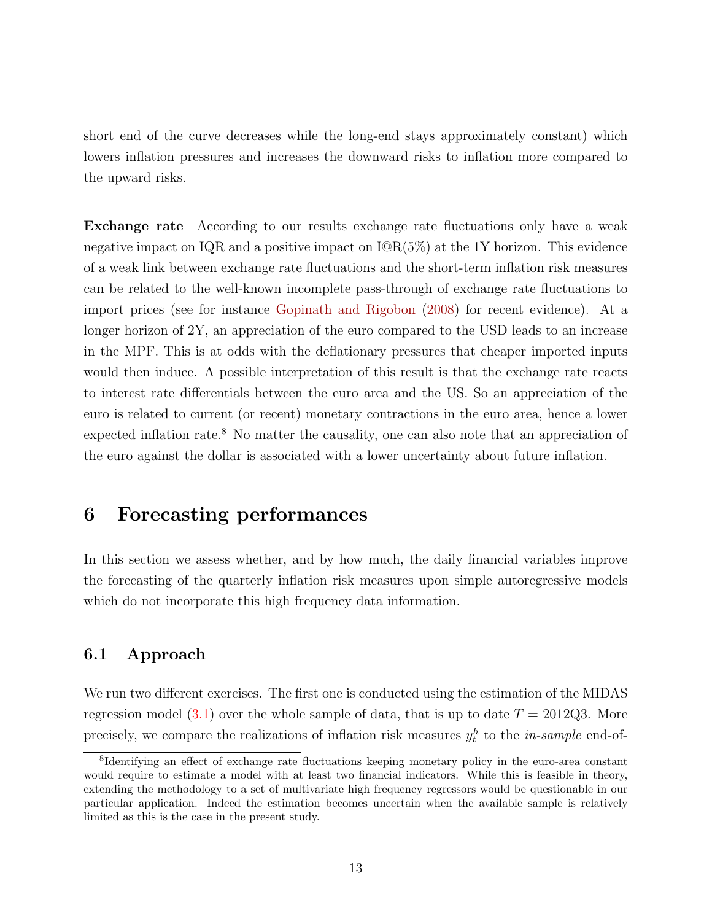short end of the curve decreases while the long-end stays approximately constant) which lowers inflation pressures and increases the downward risks to inflation more compared to the upward risks.

**Exchange rate** According to our results exchange rate fluctuations only have a weak negative impact on IQR and a positive impact on I@R(5%) at the 1Y horizon. This evidence of a weak link between exchange rate fluctuations and the short-term inflation risk measures can be related to the well-known incomplete pass-through of exchange rate fluctuations to import prices (see for instance Gopinath and Rigobon (2008) for recent evidence). At a longer horizon of 2Y, an appreciation of the euro compared to the USD leads to an increase in the MPF. This is at odds with the deflationary pressures that cheaper imported inputs would then induce. A possible interpretation of this result is that the exchange rate reacts to interest rate differentials between the euro area and the US. So an appreciation of the euro is related to current (or recent) monetary contractions in the euro area, hence a lower expected inflation rate.[8] No matter the causality, one can also note that an appreciation of the euro against the dollar is associated with a lower uncertainty about future inflation.

# 6 Forecasting performances

In this section we assess whether, and by how much, the daily financial variables improve the forecasting of the quarterly inflation risk measures upon simple autoregressive models which do not incorporate this high frequency data information.

## 6.1 Approach

We run two different exercises. The first one is conducted using the estimation of the MIDAS regression model (3.1) over the whole sample of data, that is up to date $T = 2012Q3$. More precisely, we compare the realizations of inflation risk measures $y_t^h$ to the *in-sample* end-of-

[8] Identifying an effect of exchange rate fluctuations keeping monetary policy in the euro-area constant would require to estimate a model with at least two financial indicators. While this is feasible in theory, extending the methodology to a set of multivariate high frequency regressors would be questionable in our particular application. Indeed the estimation becomes uncertain when the available sample is relatively limited as this is the case in the present study.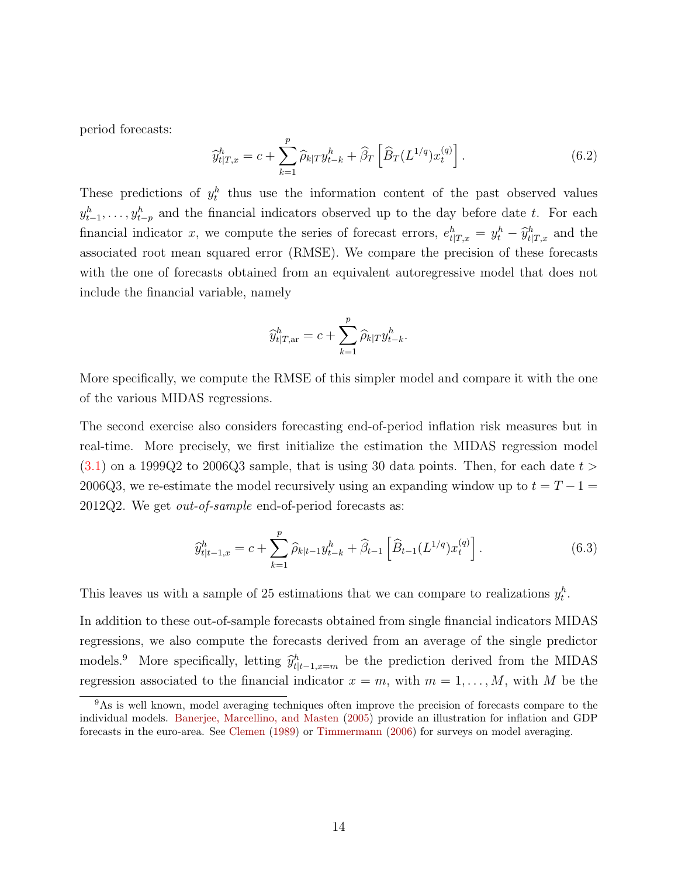period forecasts:

$$\widehat{y}^h_{t|T,x} = c + \sum_{k=1}^{p} \widehat{\rho}_{k|T} y^h_{t-k} + \widehat{\beta}_T \left[ \widehat{B}_T(L^{1/q}) x^{(q)}_t \right]. \tag{6.2}$$

These predictions of $y^h_t$ thus use the information content of the past observed values $y^h_{t-1}, \ldots, y^h_{t-p}$ and the financial indicators observed up to the day before date $t$. For each financial indicator $x$, we compute the series of forecast errors, $e^h_{t|T,x} = y^h_t - \widehat{y}^h_{t|T,x}$ and the associated root mean squared error (RMSE). We compare the precision of these forecasts with the one of forecasts obtained from an equivalent autoregressive model that does not include the financial variable, namely

$$\widehat{y}^h_{t|T,\text{ar}} = c + \sum_{k=1}^{p} \widehat{\rho}_{k|T} y^h_{t-k}.$$

More specifically, we compute the RMSE of this simpler model and compare it with the one of the various MIDAS regressions.

The second exercise also considers forecasting end-of-period inflation risk measures but in real-time. More precisely, we first initialize the estimation the MIDAS regression model (3.1) on a 1999Q2 to 2006Q3 sample, that is using 30 data points. Then, for each date $t >$ 2006Q3, we re-estimate the model recursively using an expanding window up to $t = T - 1 =$ 2012Q2. We get *out-of-sample* end-of-period forecasts as:

$$\widehat{y}^h_{t|t-1,x} = c + \sum_{k=1}^{p} \widehat{\rho}_{k|t-1} y^h_{t-k} + \widehat{\beta}_{t-1} \left[ \widehat{B}_{t-1}(L^{1/q}) x^{(q)}_t \right]. \tag{6.3}$$

This leaves us with a sample of 25 estimations that we can compare to realizations $y^h_t$.

In addition to these out-of-sample forecasts obtained from single financial indicators MIDAS regressions, we also compute the forecasts derived from an average of the single predictor models.[9] More specifically, letting $\widehat{y}^h_{t|t-1,x=m}$ be the prediction derived from the MIDAS regression associated to the financial indicator $x = m$, with $m = 1, \ldots, M$, with $M$ be the

[9] As is well known, model averaging techniques often improve the precision of forecasts compare to the individual models. Banerjee, Marcellino, and Masten (2005) provide an illustration for inflation and GDP forecasts in the euro-area. See Clemen (1989) or Timmermann (2006) for surveys on model averaging.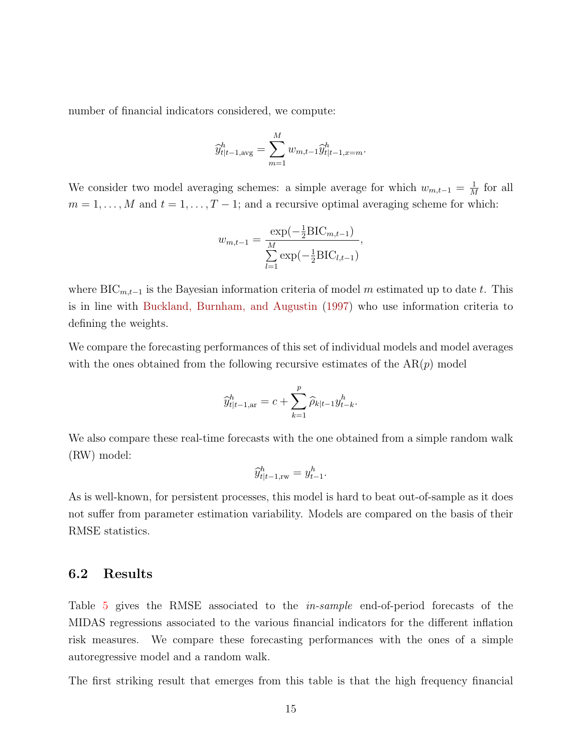number of financial indicators considered, we compute:

$$\widehat{y}^h_{t|t-1,\text{avg}} = \sum_{m=1}^{M} w_{m,t-1} \widehat{y}^h_{t|t-1,x=m}.$$

We consider two model averaging schemes: a simple average for which $w_{m,t-1} = \frac{1}{M}$ for all $m = 1, \ldots, M$ and $t = 1, \ldots, T-1$; and a recursive optimal averaging scheme for which:

$$w_{m,t-1} = \frac{\exp(-\frac{1}{2}\text{BIC}_{m,t-1})}{\sum_{l=1}^{M} \exp(-\frac{1}{2}\text{BIC}_{l,t-1})},$$

where $\text{BIC}_{m,t-1}$ is the Bayesian information criteria of model $m$ estimated up to date $t$. This is in line with Buckland, Burnham, and Augustin (1997) who use information criteria to defining the weights.

We compare the forecasting performances of this set of individual models and model averages with the ones obtained from the following recursive estimates of the AR($p$) model

$$\widehat{y}^h_{t|t-1,\text{ar}} = c + \sum_{k=1}^{p} \widehat{\rho}_{k|t-1} y^h_{t-k}.$$

We also compare these real-time forecasts with the one obtained from a simple random walk (RW) model:

$$\widehat{y}^h_{t|t-1,\text{rw}} = y^h_{t-1}.$$

As is well-known, for persistent processes, this model is hard to beat out-of-sample as it does not suffer from parameter estimation variability. Models are compared on the basis of their RMSE statistics.

## 6.2 Results

Table 5 gives the RMSE associated to the *in-sample* end-of-period forecasts of the MIDAS regressions associated to the various financial indicators for the different inflation risk measures. We compare these forecasting performances with the ones of a simple autoregressive model and a random walk.

The first striking result that emerges from this table is that the high frequency financial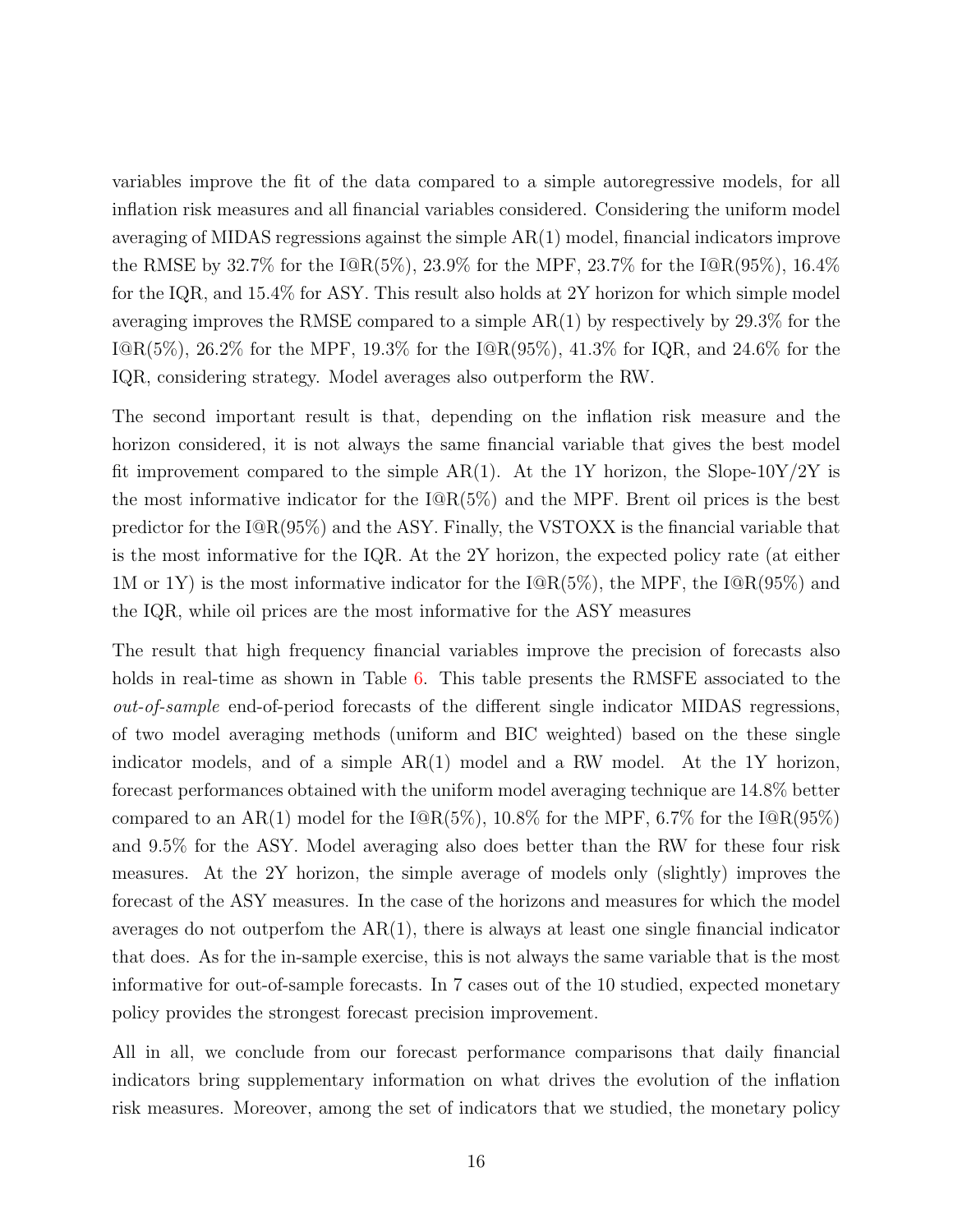variables improve the fit of the data compared to a simple autoregressive models, for all inflation risk measures and all financial variables considered. Considering the uniform model averaging of MIDAS regressions against the simple AR(1) model, financial indicators improve the RMSE by 32.7% for the I@R(5%), 23.9% for the MPF, 23.7% for the I@R(95%), 16.4% for the IQR, and 15.4% for ASY. This result also holds at 2Y horizon for which simple model averaging improves the RMSE compared to a simple AR(1) by respectively by 29.3% for the I@R(5%), 26.2% for the MPF, 19.3% for the I@R(95%), 41.3% for IQR, and 24.6% for the IQR, considering strategy. Model averages also outperform the RW.

The second important result is that, depending on the inflation risk measure and the horizon considered, it is not always the same financial variable that gives the best model fit improvement compared to the simple AR(1). At the 1Y horizon, the Slope-10Y/2Y is the most informative indicator for the I@R(5%) and the MPF. Brent oil prices is the best predictor for the I@R(95%) and the ASY. Finally, the VSTOXX is the financial variable that is the most informative for the IQR. At the 2Y horizon, the expected policy rate (at either 1M or 1Y) is the most informative indicator for the I@R(5%), the MPF, the I@R(95%) and the IQR, while oil prices are the most informative for the ASY measures

The result that high frequency financial variables improve the precision of forecasts also holds in real-time as shown in Table 6. This table presents the RMSFE associated to the *out-of-sample* end-of-period forecasts of the different single indicator MIDAS regressions, of two model averaging methods (uniform and BIC weighted) based on the these single indicator models, and of a simple AR(1) model and a RW model. At the 1Y horizon, forecast performances obtained with the uniform model averaging technique are 14.8% better compared to an AR(1) model for the I@R(5%), 10.8% for the MPF, 6.7% for the I@R(95%) and 9.5% for the ASY. Model averaging also does better than the RW for these four risk measures. At the 2Y horizon, the simple average of models only (slightly) improves the forecast of the ASY measures. In the case of the horizons and measures for which the model averages do not outperfom the AR(1), there is always at least one single financial indicator that does. As for the in-sample exercise, this is not always the same variable that is the most informative for out-of-sample forecasts. In 7 cases out of the 10 studied, expected monetary policy provides the strongest forecast precision improvement.

All in all, we conclude from our forecast performance comparisons that daily financial indicators bring supplementary information on what drives the evolution of the inflation risk measures. Moreover, among the set of indicators that we studied, the monetary policy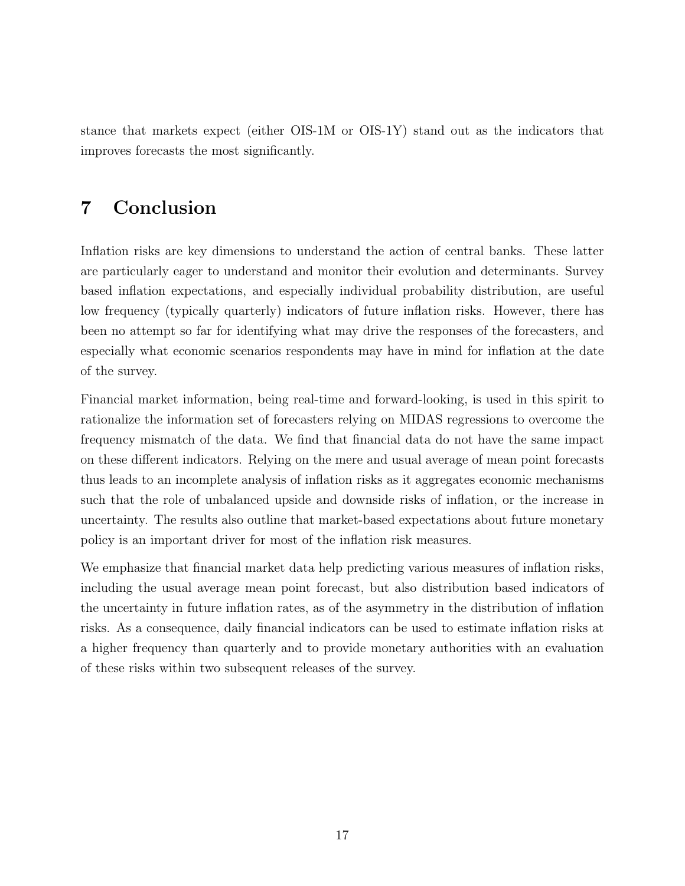stance that markets expect (either OIS-1M or OIS-1Y) stand out as the indicators that improves forecasts the most significantly.

# 7 Conclusion

Inflation risks are key dimensions to understand the action of central banks. These latter are particularly eager to understand and monitor their evolution and determinants. Survey based inflation expectations, and especially individual probability distribution, are useful low frequency (typically quarterly) indicators of future inflation risks. However, there has been no attempt so far for identifying what may drive the responses of the forecasters, and especially what economic scenarios respondents may have in mind for inflation at the date of the survey.

Financial market information, being real-time and forward-looking, is used in this spirit to rationalize the information set of forecasters relying on MIDAS regressions to overcome the frequency mismatch of the data. We find that financial data do not have the same impact on these different indicators. Relying on the mere and usual average of mean point forecasts thus leads to an incomplete analysis of inflation risks as it aggregates economic mechanisms such that the role of unbalanced upside and downside risks of inflation, or the increase in uncertainty. The results also outline that market-based expectations about future monetary policy is an important driver for most of the inflation risk measures.

We emphasize that financial market data help predicting various measures of inflation risks, including the usual average mean point forecast, but also distribution based indicators of the uncertainty in future inflation rates, as of the asymmetry in the distribution of inflation risks. As a consequence, daily financial indicators can be used to estimate inflation risks at a higher frequency than quarterly and to provide monetary authorities with an evaluation of these risks within two subsequent releases of the survey.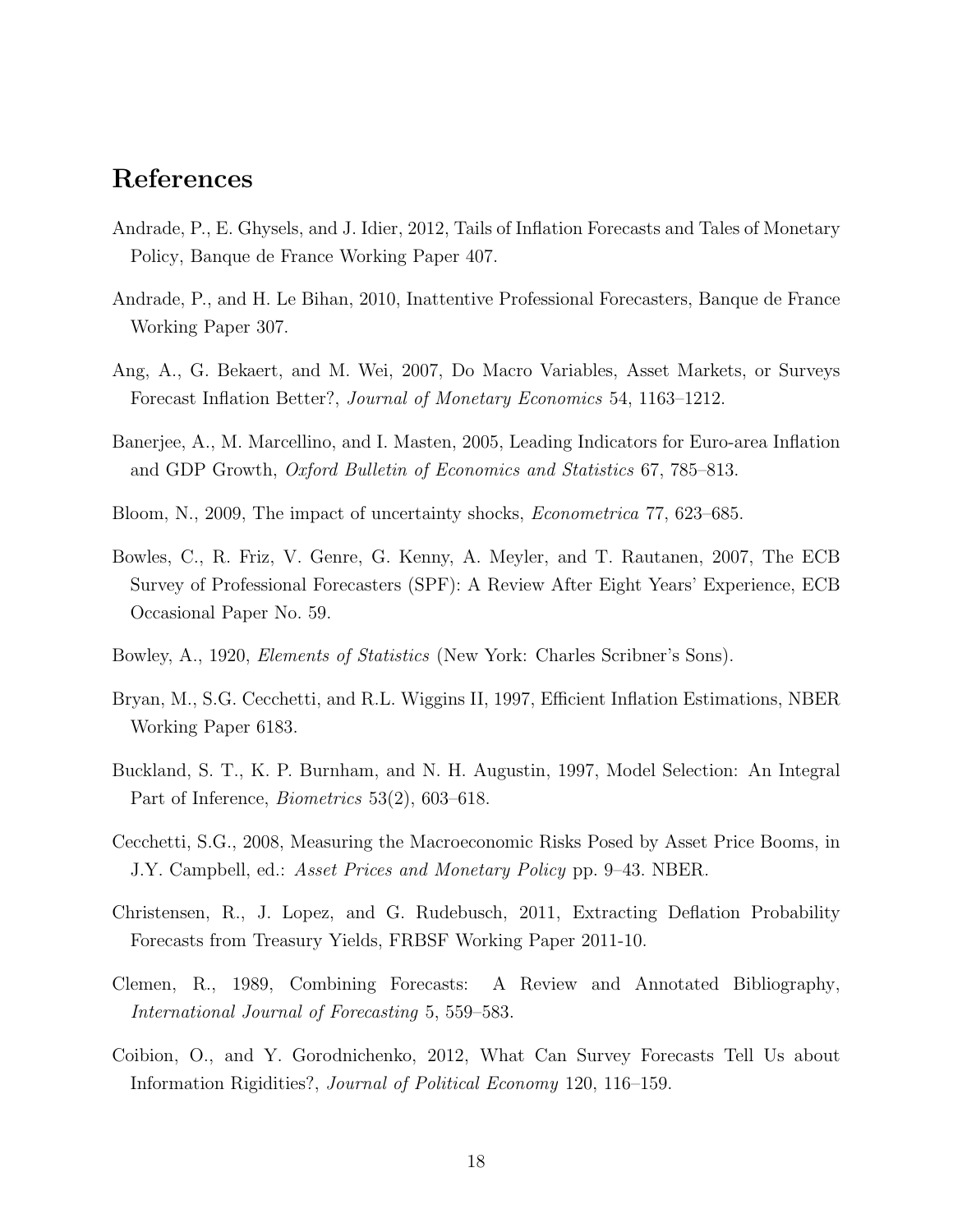# References

Andrade, P., E. Ghysels, and J. Idier, 2012, Tails of Inflation Forecasts and Tales of Monetary Policy, Banque de France Working Paper 407.

Andrade, P., and H. Le Bihan, 2010, Inattentive Professional Forecasters, Banque de France Working Paper 307.

Ang, A., G. Bekaert, and M. Wei, 2007, Do Macro Variables, Asset Markets, or Surveys Forecast Inflation Better?, *Journal of Monetary Economics* 54, 1163–1212.

Banerjee, A., M. Marcellino, and I. Masten, 2005, Leading Indicators for Euro-area Inflation and GDP Growth, *Oxford Bulletin of Economics and Statistics* 67, 785–813.

Bloom, N., 2009, The impact of uncertainty shocks, *Econometrica* 77, 623–685.

Bowles, C., R. Friz, V. Genre, G. Kenny, A. Meyler, and T. Rautanen, 2007, The ECB Survey of Professional Forecasters (SPF): A Review After Eight Years' Experience, ECB Occasional Paper No. 59.

Bowley, A., 1920, *Elements of Statistics* (New York: Charles Scribner's Sons).

Bryan, M., S.G. Cecchetti, and R.L. Wiggins II, 1997, Efficient Inflation Estimations, NBER Working Paper 6183.

Buckland, S. T., K. P. Burnham, and N. H. Augustin, 1997, Model Selection: An Integral Part of Inference, *Biometrics* 53(2), 603–618.

Cecchetti, S.G., 2008, Measuring the Macroeconomic Risks Posed by Asset Price Booms, in J.Y. Campbell, ed.: *Asset Prices and Monetary Policy* pp. 9–43. NBER.

Christensen, R., J. Lopez, and G. Rudebusch, 2011, Extracting Deflation Probability Forecasts from Treasury Yields, FRBSF Working Paper 2011-10.

Clemen, R., 1989, Combining Forecasts: A Review and Annotated Bibliography, *International Journal of Forecasting* 5, 559–583.

Coibion, O., and Y. Gorodnichenko, 2012, What Can Survey Forecasts Tell Us about Information Rigidities?, *Journal of Political Economy* 120, 116–159.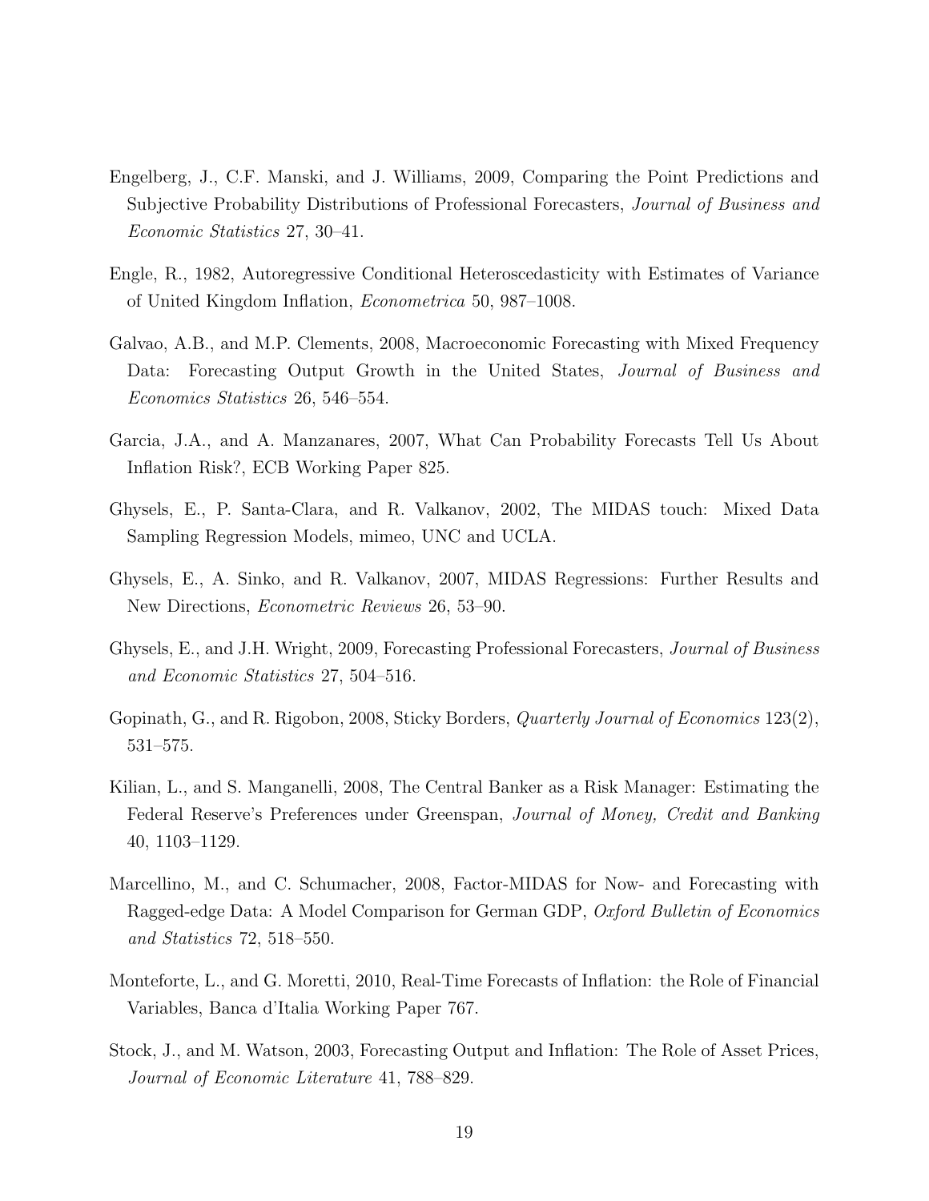Engelberg, J., C.F. Manski, and J. Williams, 2009, Comparing the Point Predictions and Subjective Probability Distributions of Professional Forecasters, *Journal of Business and Economic Statistics* 27, 30–41.

Engle, R., 1982, Autoregressive Conditional Heteroscedasticity with Estimates of Variance of United Kingdom Inflation, *Econometrica* 50, 987–1008.

Galvao, A.B., and M.P. Clements, 2008, Macroeconomic Forecasting with Mixed Frequency Data: Forecasting Output Growth in the United States, *Journal of Business and Economics Statistics* 26, 546–554.

Garcia, J.A., and A. Manzanares, 2007, What Can Probability Forecasts Tell Us About Inflation Risk?, ECB Working Paper 825.

Ghysels, E., P. Santa-Clara, and R. Valkanov, 2002, The MIDAS touch: Mixed Data Sampling Regression Models, mimeo, UNC and UCLA.

Ghysels, E., A. Sinko, and R. Valkanov, 2007, MIDAS Regressions: Further Results and New Directions, *Econometric Reviews* 26, 53–90.

Ghysels, E., and J.H. Wright, 2009, Forecasting Professional Forecasters, *Journal of Business and Economic Statistics* 27, 504–516.

Gopinath, G., and R. Rigobon, 2008, Sticky Borders, *Quarterly Journal of Economics* 123(2), 531–575.

Kilian, L., and S. Manganelli, 2008, The Central Banker as a Risk Manager: Estimating the Federal Reserve's Preferences under Greenspan, *Journal of Money, Credit and Banking* 40, 1103–1129.

Marcellino, M., and C. Schumacher, 2008, Factor-MIDAS for Now- and Forecasting with Ragged-edge Data: A Model Comparison for German GDP, *Oxford Bulletin of Economics and Statistics* 72, 518–550.

Monteforte, L., and G. Moretti, 2010, Real-Time Forecasts of Inflation: the Role of Financial Variables, Banca d'Italia Working Paper 767.

Stock, J., and M. Watson, 2003, Forecasting Output and Inflation: The Role of Asset Prices, *Journal of Economic Literature* 41, 788–829.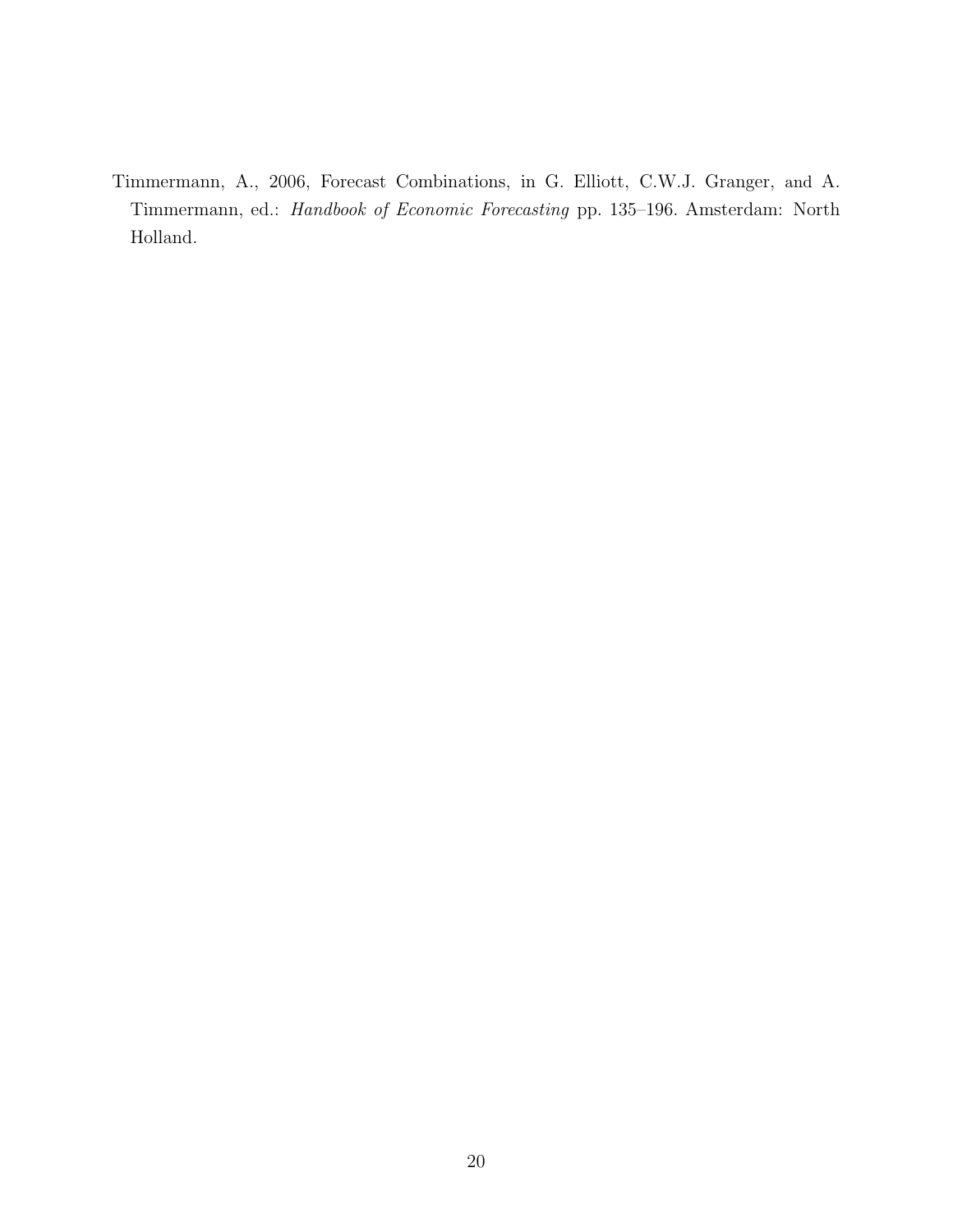Timmermann, A., 2006, Forecast Combinations, in G. Elliott, C.W.J. Granger, and A. Timmermann, ed.: *Handbook of Economic Forecasting* pp. 135–196. Amsterdam: North Holland.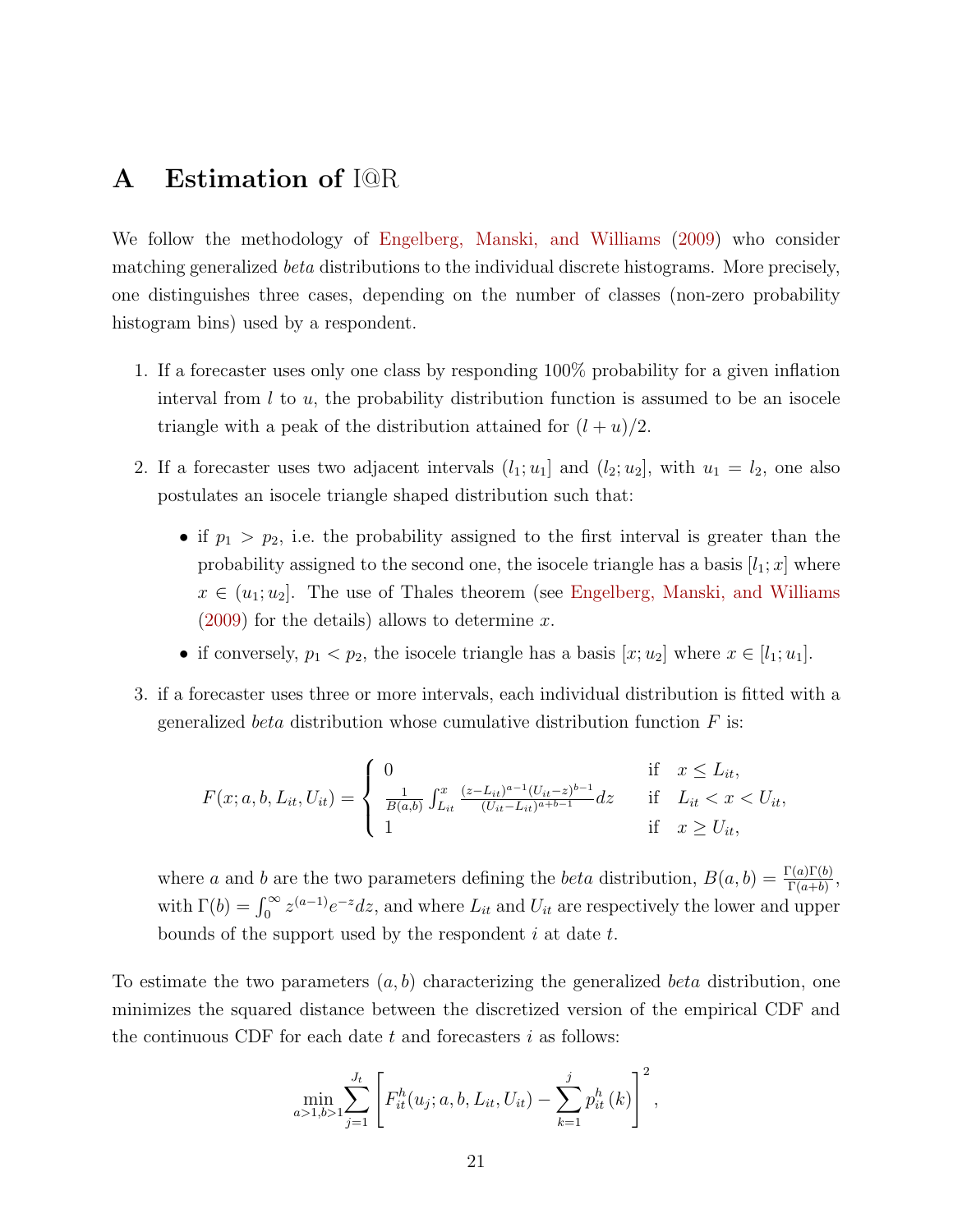# A Estimation of I@R

We follow the methodology of Engelberg, Manski, and Williams (2009) who consider matching generalized *beta* distributions to the individual discrete histograms. More precisely, one distinguishes three cases, depending on the number of classes (non-zero probability histogram bins) used by a respondent.

1. If a forecaster uses only one class by responding 100% probability for a given inflation interval from $l$ to $u$, the probability distribution function is assumed to be an isocele triangle with a peak of the distribution attained for $(l+u)/2$.

2. If a forecaster uses two adjacent intervals $(l_1; u_1]$ and $(l_2; u_2]$, with $u_1 = l_2$, one also postulates an isocele triangle shaped distribution such that:

   - if $p_1 > p_2$, i.e. the probability assigned to the first interval is greater than the probability assigned to the second one, the isocele triangle has a basis $[l_1; x]$ where $x \in (u_1; u_2]$. The use of Thales theorem (see Engelberg, Manski, and Williams (2009) for the details) allows to determine $x$.
   - if conversely, $p_1 < p_2$, the isocele triangle has a basis $[x; u_2]$ where $x \in [l_1; u_1]$.

3. if a forecaster uses three or more intervals, each individual distribution is fitted with a generalized *beta* distribution whose cumulative distribution function $F$ is:

$$F(x; a, b, L_{it}, U_{it}) = \begin{cases} 0 & \text{if} \quad x \leq L_{it}, \\ \frac{1}{B(a,b)} \int_{L_{it}}^{x} \frac{(z-L_{it})^{a-1}(U_{it}-z)^{b-1}}{(U_{it}-L_{it})^{a+b-1}} dz & \text{if} \quad L_{it} < x < U_{it}, \\ 1 & \text{if} \quad x \geq U_{it}, \end{cases}$$

   where $a$ and $b$ are the two parameters defining the *beta* distribution, $B(a,b) = \frac{\Gamma(a)\Gamma(b)}{\Gamma(a+b)}$, with $\Gamma(b) = \int_0^\infty z^{(a-1)} e^{-z} dz$, and where $L_{it}$ and $U_{it}$ are respectively the lower and upper bounds of the support used by the respondent $i$ at date $t$.

To estimate the two parameters $(a, b)$ characterizing the generalized *beta* distribution, one minimizes the squared distance between the discretized version of the empirical CDF and the continuous CDF for each date $t$ and forecasters $i$ as follows:

$$\min_{a>1, b>1} \sum_{j=1}^{J_t} \left[ F_{it}^{h}(u_j; a, b, L_{it}, U_{it}) - \sum_{k=1}^{j} p_{it}^{h}(k) \right]^2,$$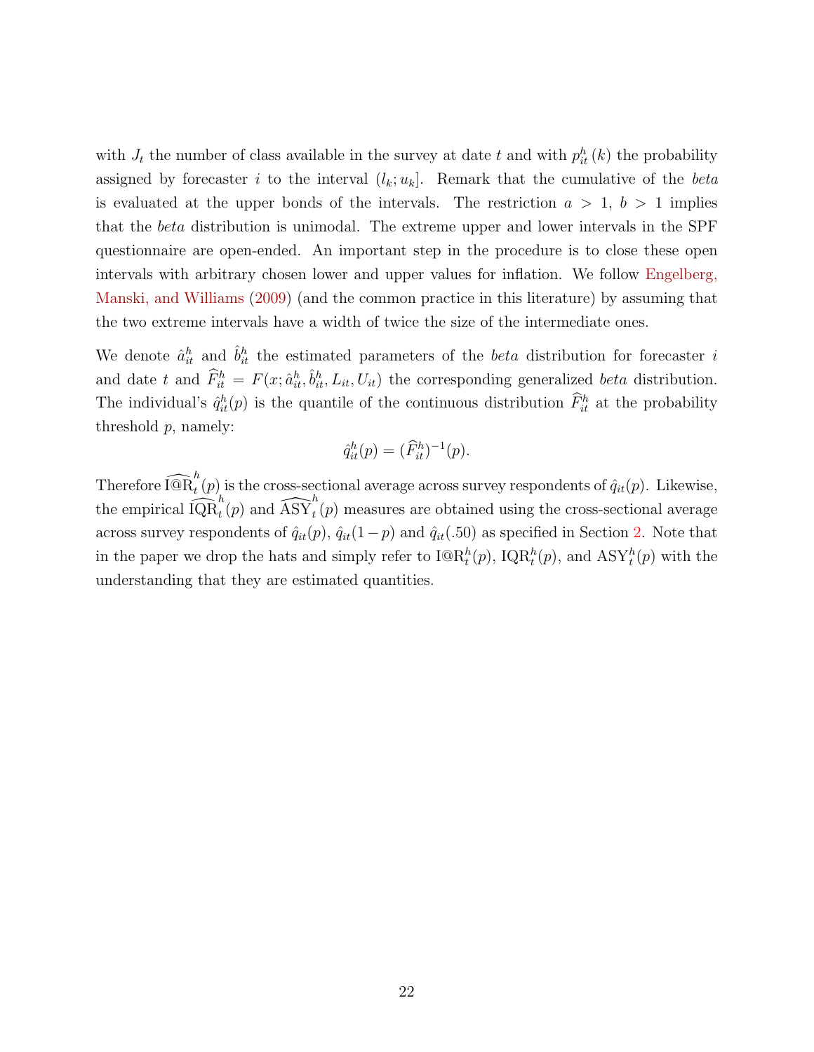with $J_t$ the number of class available in the survey at date $t$ and with $p^h_{it}(k)$ the probability assigned by forecaster $i$ to the interval $(l_k; u_k]$. Remark that the cumulative of the *beta* is evaluated at the upper bonds of the intervals. The restriction $a > 1$, $b > 1$ implies that the *beta* distribution is unimodal. The extreme upper and lower intervals in the SPF questionnaire are open-ended. An important step in the procedure is to close these open intervals with arbitrary chosen lower and upper values for inflation. We follow Engelberg, Manski, and Williams (2009) (and the common practice in this literature) by assuming that the two extreme intervals have a width of twice the size of the intermediate ones.

We denote $\hat{a}^h_{it}$ and $\hat{b}^h_{it}$ the estimated parameters of the *beta* distribution for forecaster $i$ and date $t$ and $\widehat{F}^h_{it} = F(x; \hat{a}^h_{it}, \hat{b}^h_{it}, L_{it}, U_{it})$ the corresponding generalized *beta* distribution. The individual's $\hat{q}^h_{it}(p)$ is the quantile of the continuous distribution $\widehat{F}^h_{it}$ at the probability threshold $p$, namely:

$$\hat{q}^h_{it}(p) = (\widehat{F}^h_{it})^{-1}(p).$$

Therefore $\widehat{\text{I@R}}^h_t(p)$ is the cross-sectional average across survey respondents of $\hat{q}_{it}(p)$. Likewise, the empirical $\widehat{\text{IQR}}^h_t(p)$ and $\widehat{\text{ASY}}^h_t(p)$ measures are obtained using the cross-sectional average across survey respondents of $\hat{q}_{it}(p)$, $\hat{q}_{it}(1-p)$ and $\hat{q}_{it}(.50)$ as specified in Section 2. Note that in the paper we drop the hats and simply refer to $\text{I@R}^h_t(p)$, $\text{IQR}^h_t(p)$, and $\text{ASY}^h_t(p)$ with the understanding that they are estimated quantities.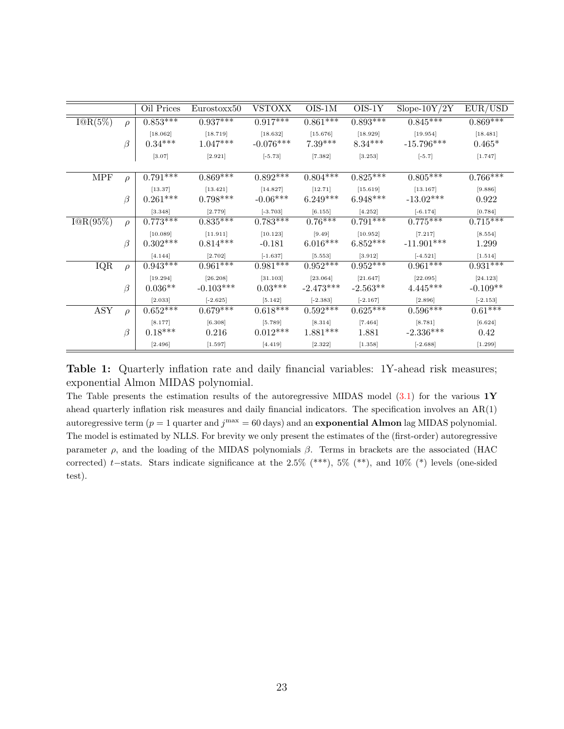| | | Oil Prices | Eurostoxx50 | VSTOXX | OIS-1M | OIS-1Y | Slope-10Y/2Y | EUR/USD |
|---|---|---|---|---|---|---|---|---|
| I@R(5%) | $\rho$ | 0.853*** | 0.937*** | 0.917*** | 0.861*** | 0.893*** | 0.845*** | 0.869*** |
| | | [18.062] | [18.719] | [18.632] | [15.676] | [18.929] | [19.954] | [18.481] |
| | $\beta$ | 0.34*** | 1.047*** | -0.076*** | 7.39*** | 8.34*** | -15.796*** | 0.465* |
| | | [3.07] | [2.921] | [-5.73] | [7.382] | [3.253] | [-5.7] | [1.747] |
| MPF | $\rho$ | 0.791*** | 0.869*** | 0.892*** | 0.804*** | 0.825*** | 0.805*** | 0.766*** |
| | | [13.37] | [13.421] | [14.827] | [12.71] | [15.619] | [13.167] | [9.886] |
| | $\beta$ | 0.261*** | 0.798*** | -0.06*** | 6.249*** | 6.948*** | -13.02*** | 0.922 |
| | | [3.348] | [2.779] | [-3.703] | [6.155] | [4.252] | [-6.174] | [0.784] |
| I@R(95%) | $\rho$ | 0.773*** | 0.835*** | 0.783*** | 0.76*** | 0.791*** | 0.775*** | 0.715*** |
| | | [10.089] | [11.911] | [10.123] | [9.49] | [10.952] | [7.217] | [8.554] |
| | $\beta$ | 0.302*** | 0.814*** | -0.181 | 6.016*** | 6.852*** | -11.901*** | 1.299 |
| | | [4.144] | [2.702] | [-1.637] | [5.553] | [3.912] | [-4.521] | [1.514] |
| IQR | $\rho$ | 0.943*** | 0.961*** | 0.981*** | 0.952*** | 0.952*** | 0.961*** | 0.931*** |
| | | [19.294] | [26.208] | [31.103] | [23.064] | [21.647] | [22.095] | [24.123] |
| | $\beta$ | 0.036** | -0.103*** | 0.03*** | -2.473*** | -2.563** | 4.445*** | -0.109** |
| | | [2.033] | [-2.625] | [5.142] | [-2.383] | [-2.167] | [2.896] | [-2.153] |
| ASY | $\rho$ | 0.652*** | 0.679*** | 0.618*** | 0.592*** | 0.625*** | 0.596*** | 0.61*** |
| | | [8.177] | [6.308] | [5.789] | [8.314] | [7.464] | [8.781] | [6.624] |
| | $\beta$ | 0.18*** | 0.216 | 0.012*** | 1.881*** | 1.881 | -2.336*** | 0.42 |
| | | [2.496] | [1.597] | [4.419] | [2.322] | [1.358] | [-2.688] | [1.299] |

**Table 1:** Quarterly inflation rate and daily financial variables: 1Y-ahead risk measures; exponential Almon MIDAS polynomial.

The Table presents the estimation results of the autoregressive MIDAS model (3.1) for the various **1Y** ahead quarterly inflation risk measures and daily financial indicators. The specification involves an AR(1) autoregressive term ($p = 1$ quarter and $j^{\max} = 60$ days) and an **exponential Almon** lag MIDAS polynomial. The model is estimated by NLLS. For brevity we only present the estimates of the (first-order) autoregressive parameter $\rho$, and the loading of the MIDAS polynomials $\beta$. Terms in brackets are the associated (HAC corrected) $t-$stats. Stars indicate significance at the 2.5% (***), 5% (**), and 10% (*) levels (one-sided test).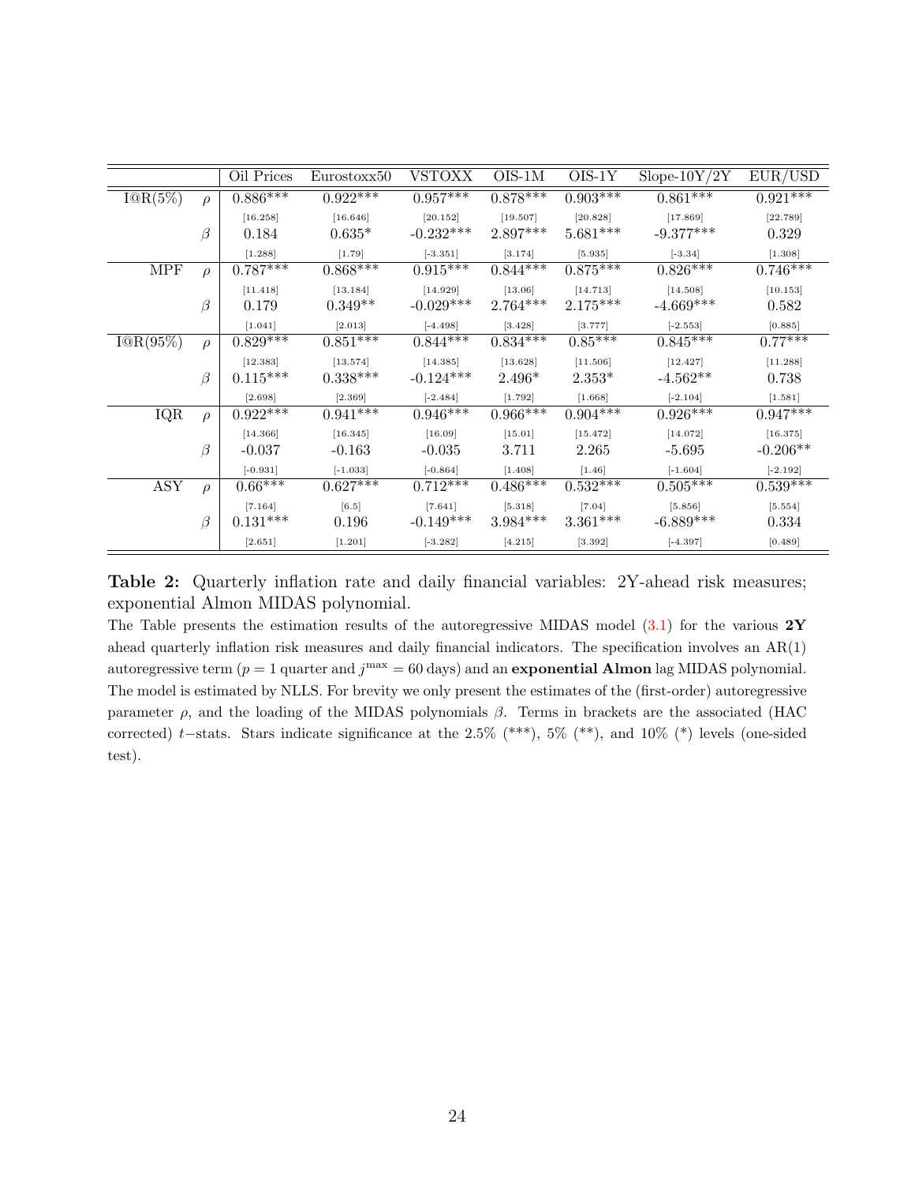| | | Oil Prices | Eurostoxx50 | VSTOXX | OIS-1M | OIS-1Y | Slope-10Y/2Y | EUR/USD |
|---|---|---|---|---|---|---|---|---|
| I@R(5%) | $\rho$ | 0.886*** | 0.922*** | 0.957*** | 0.878*** | 0.903*** | 0.861*** | 0.921*** |
| | | [16.258] | [16.646] | [20.152] | [19.507] | [20.828] | [17.869] | [22.789] |
| | $\beta$ | 0.184 | 0.635* | -0.232*** | 2.897*** | 5.681*** | -9.377*** | 0.329 |
| | | [1.288] | [1.79] | [-3.351] | [3.174] | [5.935] | [-3.34] | [1.308] |
| MPF | $\rho$ | 0.787*** | 0.868*** | 0.915*** | 0.844*** | 0.875*** | 0.826*** | 0.746*** |
| | | [11.418] | [13.184] | [14.929] | [13.06] | [14.713] | [14.508] | [10.153] |
| | $\beta$ | 0.179 | 0.349** | -0.029*** | 2.764*** | 2.175*** | -4.669*** | 0.582 |
| | | [1.041] | [2.013] | [-4.498] | [3.428] | [3.777] | [-2.553] | [0.885] |
| I@R(95%) | $\rho$ | 0.829*** | 0.851*** | 0.844*** | 0.834*** | 0.85*** | 0.845*** | 0.77*** |
| | | [12.383] | [13.574] | [14.385] | [13.628] | [11.506] | [12.427] | [11.288] |
| | $\beta$ | 0.115*** | 0.338*** | -0.124*** | 2.496* | 2.353* | -4.562** | 0.738 |
| | | [2.698] | [2.369] | [-2.484] | [1.792] | [1.668] | [-2.104] | [1.581] |
| IQR | $\rho$ | 0.922*** | 0.941*** | 0.946*** | 0.966*** | 0.904*** | 0.926*** | 0.947*** |
| | | [14.366] | [16.345] | [16.09] | [15.01] | [15.472] | [14.072] | [16.375] |
| | $\beta$ | -0.037 | -0.163 | -0.035 | 3.711 | 2.265 | -5.695 | -0.206** |
| | | [-0.931] | [-1.033] | [-0.864] | [1.408] | [1.46] | [-1.604] | [-2.192] |
| ASY | $\rho$ | 0.66*** | 0.627*** | 0.712*** | 0.486*** | 0.532*** | 0.505*** | 0.539*** |
| | | [7.164] | [6.5] | [7.641] | [5.318] | [7.04] | [5.856] | [5.554] |
| | $\beta$ | 0.131*** | 0.196 | -0.149*** | 3.984*** | 3.361*** | -6.889*** | 0.334 |
| | | [2.651] | [1.201] | [-3.282] | [4.215] | [3.392] | [-4.397] | [0.489] |

**Table 2:** Quarterly inflation rate and daily financial variables: 2Y-ahead risk measures; exponential Almon MIDAS polynomial.

The Table presents the estimation results of the autoregressive MIDAS model (3.1) for the various **2Y** ahead quarterly inflation risk measures and daily financial indicators. The specification involves an AR(1) autoregressive term ($p = 1$ quarter and $j^{\max} = 60$ days) and an **exponential Almon** lag MIDAS polynomial. The model is estimated by NLLS. For brevity we only present the estimates of the (first-order) autoregressive parameter $\rho$, and the loading of the MIDAS polynomials $\beta$. Terms in brackets are the associated (HAC corrected) $t-$stats. Stars indicate significance at the 2.5% (***), 5% (**), and 10% (*) levels (one-sided test).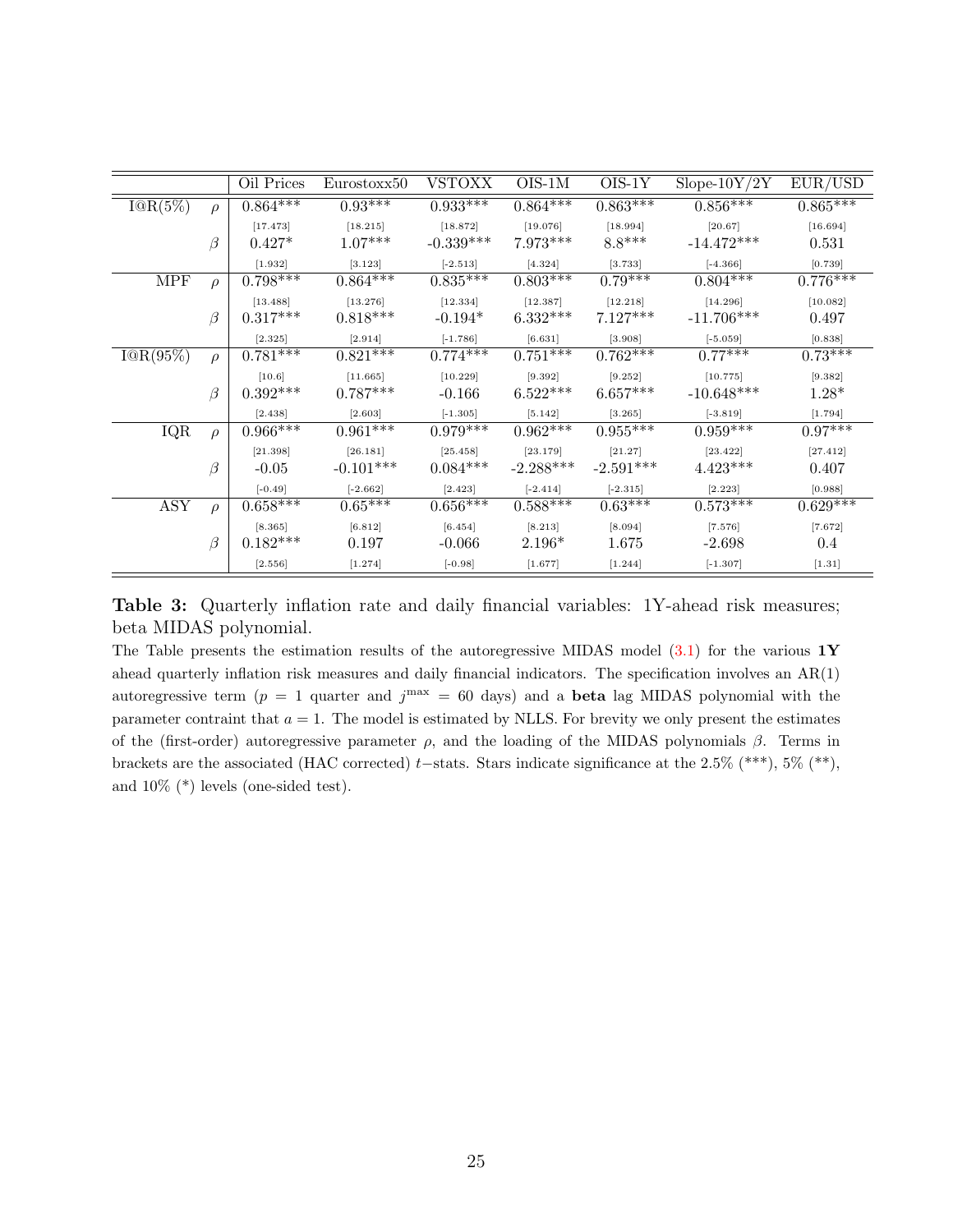| | | Oil Prices | Eurostoxx50 | VSTOXX | OIS-1M | OIS-1Y | Slope-10Y/2Y | EUR/USD |
|---|---|---|---|---|---|---|---|---|
| I@R(5%) | $\rho$ | 0.864*** | 0.93*** | 0.933*** | 0.864*** | 0.863*** | 0.856*** | 0.865*** |
| | | [17.473] | [18.215] | [18.872] | [19.076] | [18.994] | [20.67] | [16.694] |
| | $\beta$ | 0.427* | 1.07*** | -0.339*** | 7.973*** | 8.8*** | -14.472*** | 0.531 |
| | | [1.932] | [3.123] | [-2.513] | [4.324] | [3.733] | [-4.366] | [0.739] |
| MPF | $\rho$ | 0.798*** | 0.864*** | 0.835*** | 0.803*** | 0.79*** | 0.804*** | 0.776*** |
| | | [13.488] | [13.276] | [12.334] | [12.387] | [12.218] | [14.296] | [10.082] |
| | $\beta$ | 0.317*** | 0.818*** | -0.194* | 6.332*** | 7.127*** | -11.706*** | 0.497 |
| | | [2.325] | [2.914] | [-1.786] | [6.631] | [3.908] | [-5.059] | [0.838] |
| I@R(95%) | $\rho$ | 0.781*** | 0.821*** | 0.774*** | 0.751*** | 0.762*** | 0.77*** | 0.73*** |
| | | [10.6] | [11.665] | [10.229] | [9.392] | [9.252] | [10.775] | [9.382] |
| | $\beta$ | 0.392*** | 0.787*** | -0.166 | 6.522*** | 6.657*** | -10.648*** | 1.28* |
| | | [2.438] | [2.603] | [-1.305] | [5.142] | [3.265] | [-3.819] | [1.794] |
| IQR | $\rho$ | 0.966*** | 0.961*** | 0.979*** | 0.962*** | 0.955*** | 0.959*** | 0.97*** |
| | | [21.398] | [26.181] | [25.458] | [23.179] | [21.27] | [23.422] | [27.412] |
| | $\beta$ | -0.05 | -0.101*** | 0.084*** | -2.288*** | -2.591*** | 4.423*** | 0.407 |
| | | [-0.49] | [-2.662] | [2.423] | [-2.414] | [-2.315] | [2.223] | [0.988] |
| ASY | $\rho$ | 0.658*** | 0.65*** | 0.656*** | 0.588*** | 0.63*** | 0.573*** | 0.629*** |
| | | [8.365] | [6.812] | [6.454] | [8.213] | [8.094] | [7.576] | [7.672] |
| | $\beta$ | 0.182*** | 0.197 | -0.066 | 2.196* | 1.675 | -2.698 | 0.4 |
| | | [2.556] | [1.274] | [-0.98] | [1.677] | [1.244] | [-1.307] | [1.31] |

**Table 3:** Quarterly inflation rate and daily financial variables: 1Y-ahead risk measures; beta MIDAS polynomial.

The Table presents the estimation results of the autoregressive MIDAS model (3.1) for the various **1Y** ahead quarterly inflation risk measures and daily financial indicators. The specification involves an AR(1) autoregressive term ($p = 1$ quarter and $j^{\max} = 60$ days) and a **beta** lag MIDAS polynomial with the parameter contraint that $a = 1$. The model is estimated by NLLS. For brevity we only present the estimates of the (first-order) autoregressive parameter $\rho$, and the loading of the MIDAS polynomials $\beta$. Terms in brackets are the associated (HAC corrected) $t-$stats. Stars indicate significance at the 2.5% (***), 5% (**), and 10% (*) levels (one-sided test).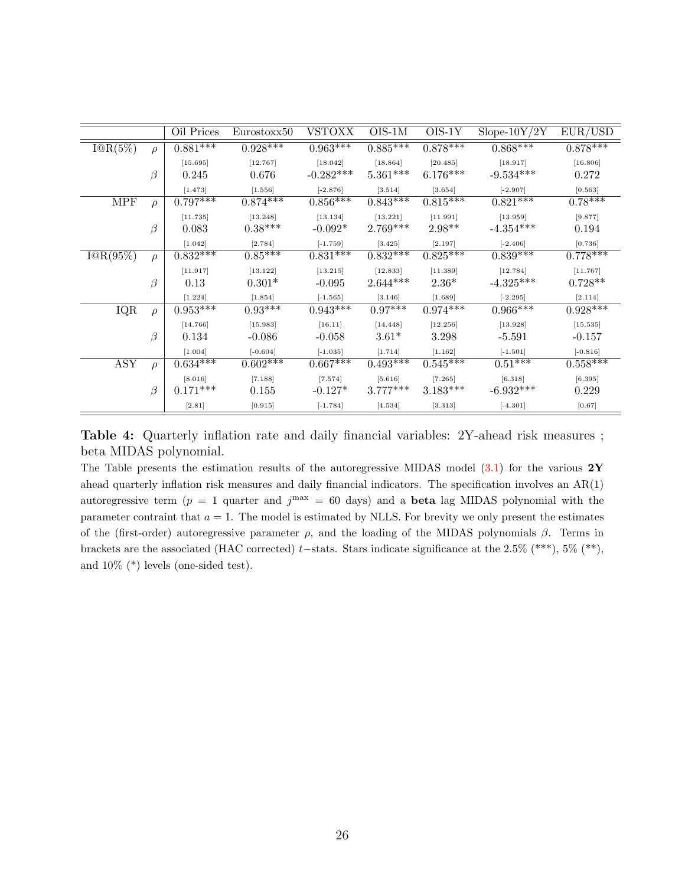| | | Oil Prices | Eurostoxx50 | VSTOXX | OIS-1M | OIS-1Y | Slope-10Y/2Y | EUR/USD |
|---|---|---|---|---|---|---|---|---|
| I@R(5%) | $\rho$ | 0.881*** | 0.928*** | 0.963*** | 0.885*** | 0.878*** | 0.868*** | 0.878*** |
| | | [15.695] | [12.767] | [18.042] | [18.864] | [20.485] | [18.917] | [16.806] |
| | $\beta$ | 0.245 | 0.676 | -0.282*** | 5.361*** | 6.176*** | -9.534*** | 0.272 |
| | | [1.473] | [1.556] | [-2.876] | [3.514] | [3.654] | [-2.907] | [0.563] |
| MPF | $\rho$ | 0.797*** | 0.874*** | 0.856*** | 0.843*** | 0.815*** | 0.821*** | 0.78*** |
| | | [11.735] | [13.248] | [13.134] | [13.221] | [11.991] | [13.959] | [9.877] |
| | $\beta$ | 0.083 | 0.38*** | -0.092* | 2.769*** | 2.98** | -4.354*** | 0.194 |
| | | [1.042] | [2.784] | [-1.759] | [3.425] | [2.197] | [-2.406] | [0.736] |
| I@R(95%) | $\rho$ | 0.832*** | 0.85*** | 0.831*** | 0.832*** | 0.825*** | 0.839*** | 0.778*** |
| | | [11.917] | [13.122] | [13.215] | [12.833] | [11.389] | [12.784] | [11.767] |
| | $\beta$ | 0.13 | 0.301* | -0.095 | 2.644*** | 2.36* | -4.325*** | 0.728** |
| | | [1.224] | [1.854] | [-1.565] | [3.146] | [1.689] | [-2.295] | [2.114] |
| IQR | $\rho$ | 0.953*** | 0.93*** | 0.943*** | 0.97*** | 0.974*** | 0.966*** | 0.928*** |
| | | [14.766] | [15.983] | [16.11] | [14.448] | [12.256] | [13.928] | [15.535] |
| | $\beta$ | 0.134 | -0.086 | -0.058 | 3.61* | 3.298 | -5.591 | -0.157 |
| | | [1.004] | [-0.604] | [-1.035] | [1.714] | [1.162] | [-1.501] | [-0.816] |
| ASY | $\rho$ | 0.634*** | 0.602*** | 0.667*** | 0.493*** | 0.545*** | 0.51*** | 0.558*** |
| | | [8.016] | [7.188] | [7.574] | [5.616] | [7.265] | [6.318] | [6.395] |
| | $\beta$ | 0.171*** | 0.155 | -0.127* | 3.777*** | 3.183*** | -6.932*** | 0.229 |
| | | [2.81] | [0.915] | [-1.784] | [4.534] | [3.313] | [-4.301] | [0.67] |

**Table 4:** Quarterly inflation rate and daily financial variables: 2Y-ahead risk measures ; beta MIDAS polynomial.

The Table presents the estimation results of the autoregressive MIDAS model (3.1) for the various **2Y** ahead quarterly inflation risk measures and daily financial indicators. The specification involves an AR(1) autoregressive term ($p = 1$ quarter and $j^{\max} = 60$ days) and a **beta** lag MIDAS polynomial with the parameter contraint that $a = 1$. The model is estimated by NLLS. For brevity we only present the estimates of the (first-order) autoregressive parameter $\rho$, and the loading of the MIDAS polynomials $\beta$. Terms in brackets are the associated (HAC corrected) $t-$stats. Stars indicate significance at the 2.5% (***), 5% (**), and 10% (*) levels (one-sided test).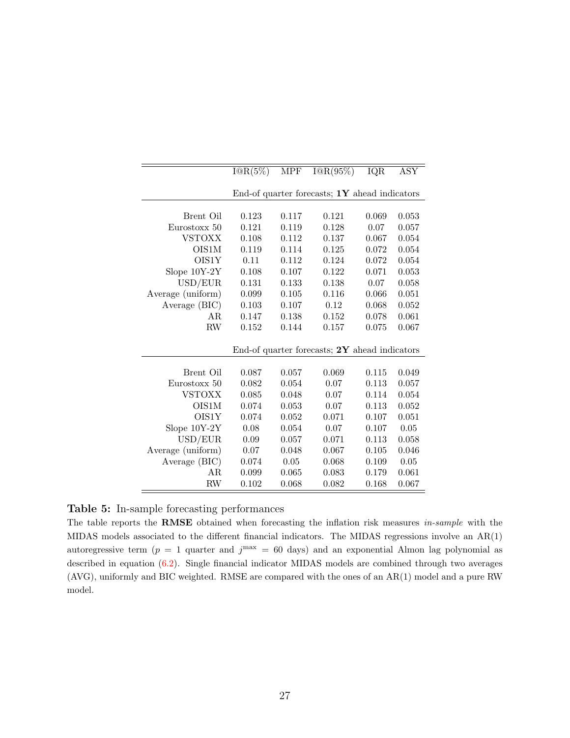| | I@R(5%) | MPF | I@R(95%) | IQR | ASY |
|---|---|---|---|---|---|
| | End-of quarter forecasts; **1Y** ahead indicators | | | | |
| Brent Oil | 0.123 | 0.117 | 0.121 | 0.069 | 0.053 |
| Eurostoxx 50 | 0.121 | 0.119 | 0.128 | 0.07 | 0.057 |
| VSTOXX | 0.108 | 0.112 | 0.137 | 0.067 | 0.054 |
| OIS1M | 0.119 | 0.114 | 0.125 | 0.072 | 0.054 |
| OIS1Y | 0.11 | 0.112 | 0.124 | 0.072 | 0.054 |
| Slope 10Y-2Y | 0.108 | 0.107 | 0.122 | 0.071 | 0.053 |
| USD/EUR | 0.131 | 0.133 | 0.138 | 0.07 | 0.058 |
| Average (uniform) | 0.099 | 0.105 | 0.116 | 0.066 | 0.051 |
| Average (BIC) | 0.103 | 0.107 | 0.12 | 0.068 | 0.052 |
| AR | 0.147 | 0.138 | 0.152 | 0.078 | 0.061 |
| RW | 0.152 | 0.144 | 0.157 | 0.075 | 0.067 |
| | End-of quarter forecasts; **2Y** ahead indicators | | | | |
| Brent Oil | 0.087 | 0.057 | 0.069 | 0.115 | 0.049 |
| Eurostoxx 50 | 0.082 | 0.054 | 0.07 | 0.113 | 0.057 |
| VSTOXX | 0.085 | 0.048 | 0.07 | 0.114 | 0.054 |
| OIS1M | 0.074 | 0.053 | 0.07 | 0.113 | 0.052 |
| OIS1Y | 0.074 | 0.052 | 0.071 | 0.107 | 0.051 |
| Slope 10Y-2Y | 0.08 | 0.054 | 0.07 | 0.107 | 0.05 |
| USD/EUR | 0.09 | 0.057 | 0.071 | 0.113 | 0.058 |
| Average (uniform) | 0.07 | 0.048 | 0.067 | 0.105 | 0.046 |
| Average (BIC) | 0.074 | 0.05 | 0.068 | 0.109 | 0.05 |
| AR | 0.099 | 0.065 | 0.083 | 0.179 | 0.061 |
| RW | 0.102 | 0.068 | 0.082 | 0.168 | 0.067 |

**Table 5:** In-sample forecasting performances

The table reports the **RMSE** obtained when forecasting the inflation risk measures *in-sample* with the MIDAS models associated to the different financial indicators. The MIDAS regressions involve an AR(1) autoregressive term ($p = 1$ quarter and $j^{\max} = 60$ days) and an exponential Almon lag polynomial as described in equation (6.2). Single financial indicator MIDAS models are combined through two averages (AVG), uniformly and BIC weighted. RMSE are compared with the ones of an AR(1) model and a pure RW model.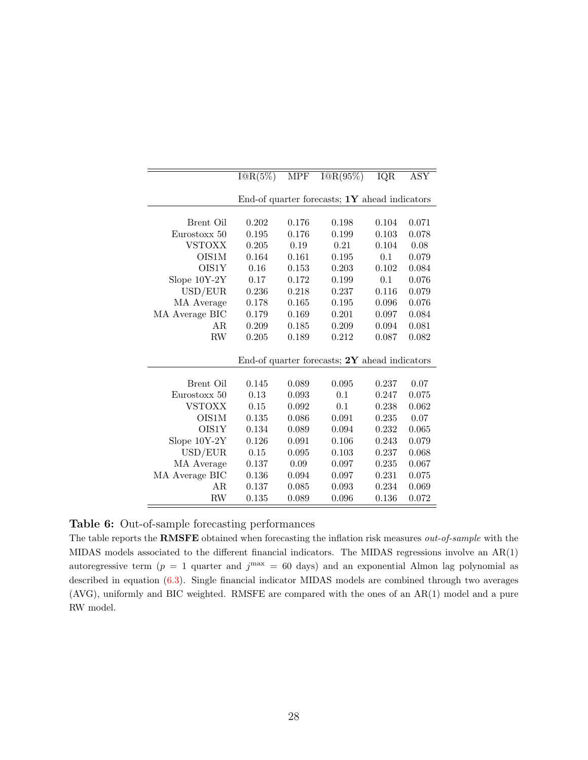| | I@R(5%) | MPF | I@R(95%) | IQR | ASY |
|---|---|---|---|---|---|
| | End-of quarter forecasts; **1Y** ahead indicators | | | | |
| Brent Oil | 0.202 | 0.176 | 0.198 | 0.104 | 0.071 |
| Eurostoxx 50 | 0.195 | 0.176 | 0.199 | 0.103 | 0.078 |
| VSTOXX | 0.205 | 0.19 | 0.21 | 0.104 | 0.08 |
| OIS1M | 0.164 | 0.161 | 0.195 | 0.1 | 0.079 |
| OIS1Y | 0.16 | 0.153 | 0.203 | 0.102 | 0.084 |
| Slope 10Y-2Y | 0.17 | 0.172 | 0.199 | 0.1 | 0.076 |
| USD/EUR | 0.236 | 0.218 | 0.237 | 0.116 | 0.079 |
| MA Average | 0.178 | 0.165 | 0.195 | 0.096 | 0.076 |
| MA Average BIC | 0.179 | 0.169 | 0.201 | 0.097 | 0.084 |
| AR | 0.209 | 0.185 | 0.209 | 0.094 | 0.081 |
| RW | 0.205 | 0.189 | 0.212 | 0.087 | 0.082 |
| | End-of quarter forecasts; **2Y** ahead indicators | | | | |
| Brent Oil | 0.145 | 0.089 | 0.095 | 0.237 | 0.07 |
| Eurostoxx 50 | 0.13 | 0.093 | 0.1 | 0.247 | 0.075 |
| VSTOXX | 0.15 | 0.092 | 0.1 | 0.238 | 0.062 |
| OIS1M | 0.135 | 0.086 | 0.091 | 0.235 | 0.07 |
| OIS1Y | 0.134 | 0.089 | 0.094 | 0.232 | 0.065 |
| Slope 10Y-2Y | 0.126 | 0.091 | 0.106 | 0.243 | 0.079 |
| USD/EUR | 0.15 | 0.095 | 0.103 | 0.237 | 0.068 |
| MA Average | 0.137 | 0.09 | 0.097 | 0.235 | 0.067 |
| MA Average BIC | 0.136 | 0.094 | 0.097 | 0.231 | 0.075 |
| AR | 0.137 | 0.085 | 0.093 | 0.234 | 0.069 |
| RW | 0.135 | 0.089 | 0.096 | 0.136 | 0.072 |

**Table 6:** Out-of-sample forecasting performances

The table reports the **RMSFE** obtained when forecasting the inflation risk measures *out-of-sample* with the MIDAS models associated to the different financial indicators. The MIDAS regressions involve an AR(1) autoregressive term ($p = 1$ quarter and $j^{\max} = 60$ days) and an exponential Almon lag polynomial as described in equation (6.3). Single financial indicator MIDAS models are combined through two averages (AVG), uniformly and BIC weighted. RMSFE are compared with the ones of an AR(1) model and a pure RW model.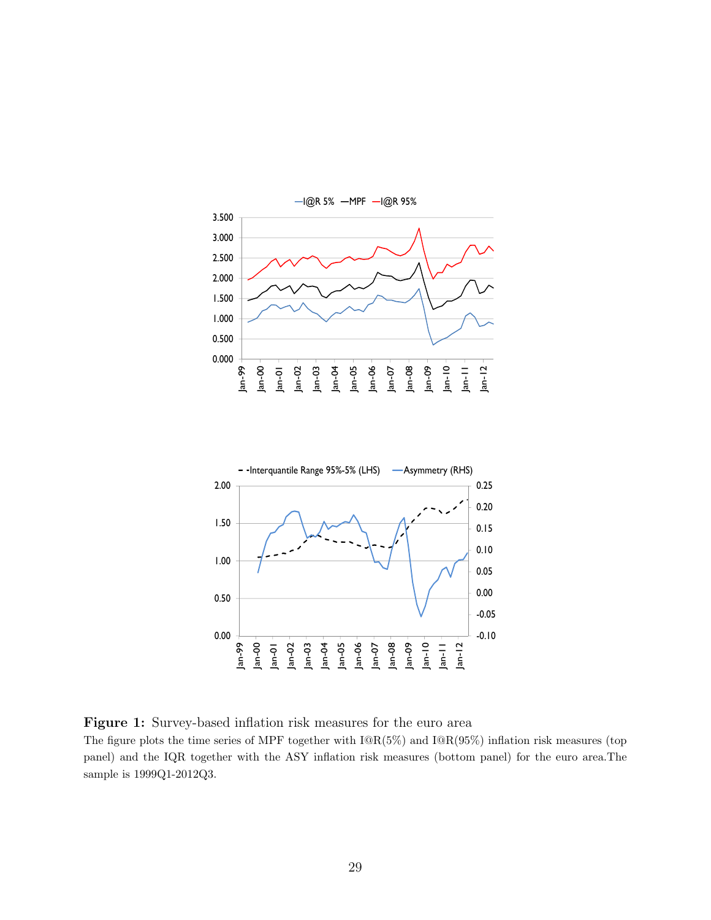**Figure 1:** Survey-based inflation risk measures for the euro area
The figure plots the time series of MPF together with I@R(5%) and I@R(95%) inflation risk measures (top panel) and the IQR together with the ASY inflation risk measures (bottom panel) for the euro area.The sample is 1999Q1-2012Q3.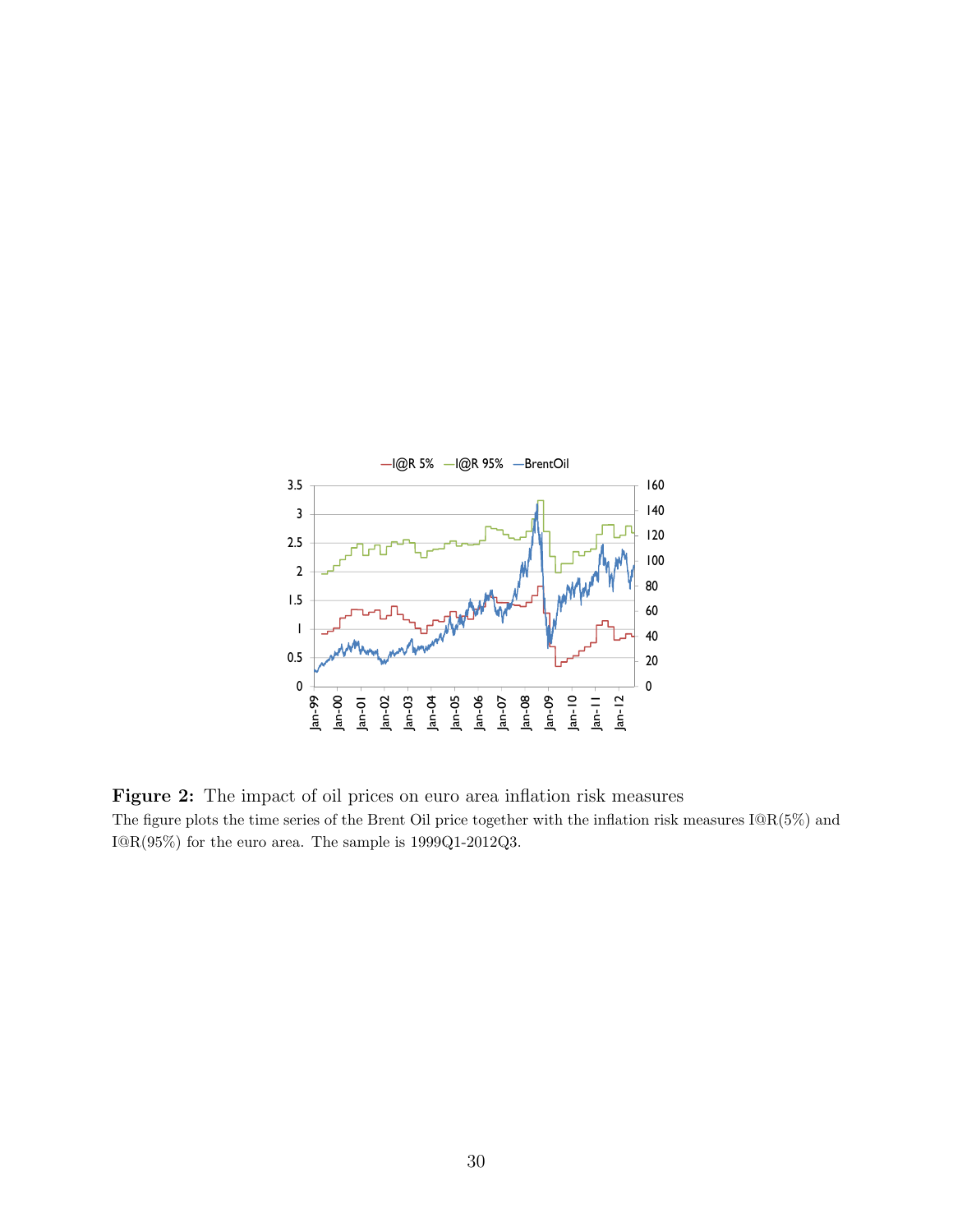**Figure 2:** The impact of oil prices on euro area inflation risk measures

The figure plots the time series of the Brent Oil price together with the inflation risk measures I@R(5%) and I@R(95%) for the euro area. The sample is 1999Q1-2012Q3.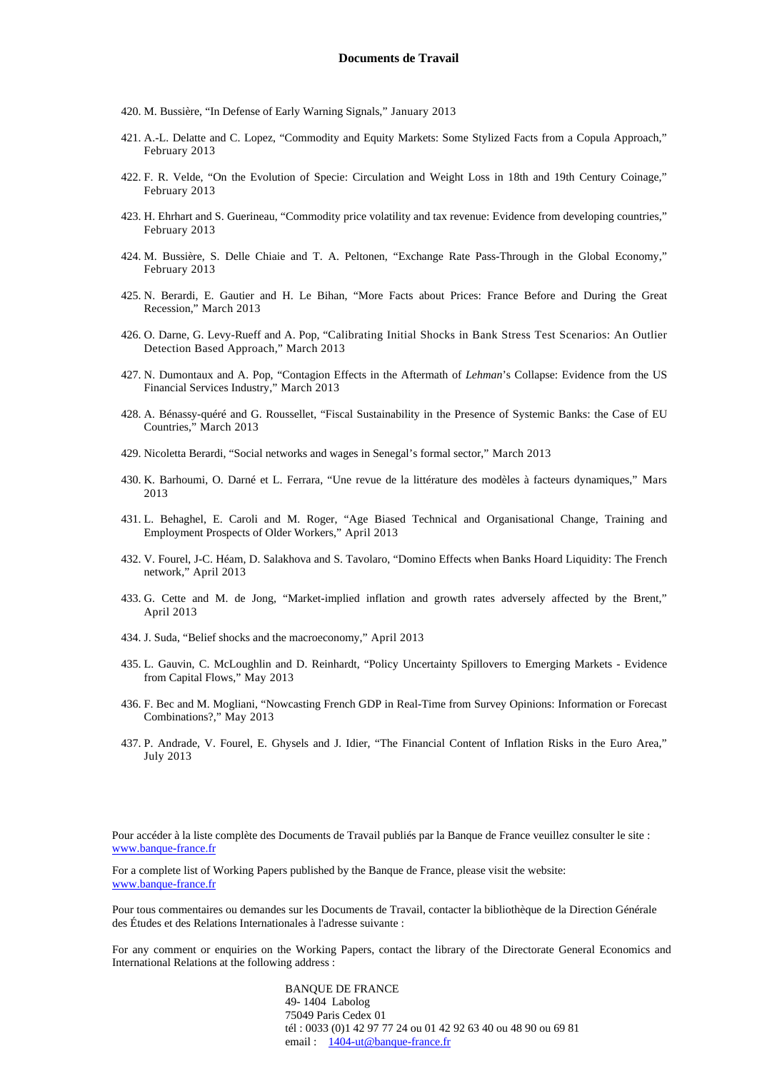## Documents de Travail

420. M. Bussière, "In Defense of Early Warning Signals," January 2013

421. A.-L. Delatte and C. Lopez, "Commodity and Equity Markets: Some Stylized Facts from a Copula Approach," February 2013

422. F. R. Velde, "On the Evolution of Specie: Circulation and Weight Loss in 18th and 19th Century Coinage," February 2013

423. H. Ehrhart and S. Guerineau, "Commodity price volatility and tax revenue: Evidence from developing countries," February 2013

424. M. Bussière, S. Delle Chiaie and T. A. Peltonen, "Exchange Rate Pass-Through in the Global Economy," February 2013

425. N. Berardi, E. Gautier and H. Le Bihan, "More Facts about Prices: France Before and During the Great Recession," March 2013

426. O. Darne, G. Levy-Rueff and A. Pop, "Calibrating Initial Shocks in Bank Stress Test Scenarios: An Outlier Detection Based Approach," March 2013

427. N. Dumontaux and A. Pop, "Contagion Effects in the Aftermath of *Lehman*'s Collapse: Evidence from the US Financial Services Industry," March 2013

428. A. Bénassy-quéré and G. Roussellet, "Fiscal Sustainability in the Presence of Systemic Banks: the Case of EU Countries," March 2013

429. Nicoletta Berardi, "Social networks and wages in Senegal's formal sector," March 2013

430. K. Barhoumi, O. Darné et L. Ferrara, "Une revue de la littérature des modèles à facteurs dynamiques," Mars 2013

431. L. Behaghel, E. Caroli and M. Roger, "Age Biased Technical and Organisational Change, Training and Employment Prospects of Older Workers," April 2013

432. V. Fourel, J-C. Héam, D. Salakhova and S. Tavolaro, "Domino Effects when Banks Hoard Liquidity: The French network," April 2013

433. G. Cette and M. de Jong, "Market-implied inflation and growth rates adversely affected by the Brent," April 2013

434. J. Suda, "Belief shocks and the macroeconomy," April 2013

435. L. Gauvin, C. McLoughlin and D. Reinhardt, "Policy Uncertainty Spillovers to Emerging Markets - Evidence from Capital Flows," May 2013

436. F. Bec and M. Mogliani, "Nowcasting French GDP in Real-Time from Survey Opinions: Information or Forecast Combinations?," May 2013

437. P. Andrade, V. Fourel, E. Ghysels and J. Idier, "The Financial Content of Inflation Risks in the Euro Area," July 2013

Pour accéder à la liste complète des Documents de Travail publiés par la Banque de France veuillez consulter le site : www.banque-france.fr

For a complete list of Working Papers published by the Banque de France, please visit the website: www.banque-france.fr

Pour tous commentaires ou demandes sur les Documents de Travail, contacter la bibliothèque de la Direction Générale des Études et des Relations Internationales à l'adresse suivante :

For any comment or enquiries on the Working Papers, contact the library of the Directorate General Economics and International Relations at the following address :

BANQUE DE FRANCE  
49- 1404 Labolog  
75049 Paris Cedex 01  
tél : 0033 (0)1 42 97 77 24 ou 01 42 92 63 40 ou 48 90 ou 69 81  
email : 1404-ut@banque-france.fr